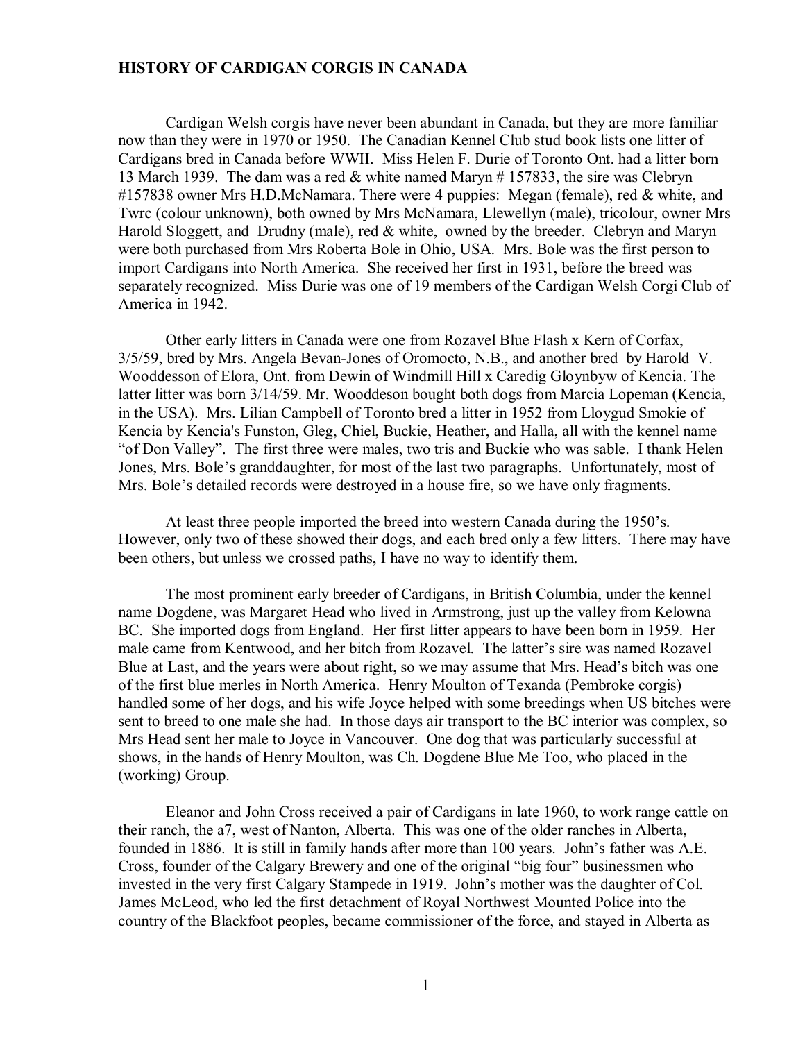# HISTORY OF CARDIGAN CORGIS IN CANADA

Cardigan Welsh corgis have never been abundant in Canada, but they are more familiar now than they were in 1970 or 1950. The Canadian Kennel Club stud book lists one litter of Cardigans bred in Canada before WWII. Miss Helen F. Durie of Toronto Ont. had a litter born 13 March 1939. The dam was a red & white named Maryn # 157833, the sire was Clebryn #157838 owner Mrs H.D.McNamara. There were 4 puppies: Megan (female), red & white, and Twrc (colour unknown), both owned by Mrs McNamara, Llewellyn (male), tricolour, owner Mrs Harold Sloggett, and Drudny (male), red & white, owned by the breeder. Clebryn and Maryn were both purchased from Mrs Roberta Bole in Ohio, USA. Mrs. Bole was the first person to import Cardigans into North America. She received her first in 1931, before the breed was separately recognized. Miss Durie was one of 19 members of the Cardigan Welsh Corgi Club of America in 1942.

Other early litters in Canada were one from Rozavel Blue Flash x Kern of Corfax, 3/5/59, bred by Mrs. Angela Bevan-Jones of Oromocto, N.B., and another bred by Harold V. Wooddesson of Elora, Ont. from Dewin of Windmill Hill x Caredig Gloynbyw of Kencia. The latter litter was born 3/14/59. Mr. Wooddeson bought both dogs from Marcia Lopeman (Kencia, in the USA). Mrs. Lilian Campbell of Toronto bred a litter in 1952 from Lloygud Smokie of Kencia by Kencia's Funston, Gleg, Chiel, Buckie, Heather, and Halla, all with the kennel name "of Don Valley". The first three were males, two tris and Buckie who was sable. I thank Helen Jones, Mrs. Bole's granddaughter, for most of the last two paragraphs. Unfortunately, most of Mrs. Bole's detailed records were destroyed in a house fire, so we have only fragments.

At least three people imported the breed into western Canada during the 1950's. However, only two of these showed their dogs, and each bred only a few litters. There may have been others, but unless we crossed paths, I have no way to identify them.

The most prominent early breeder of Cardigans, in British Columbia, under the kennel name Dogdene, was Margaret Head who lived in Armstrong, just up the valley from Kelowna BC. She imported dogs from England. Her first litter appears to have been born in 1959. Her male came from Kentwood, and her bitch from Rozavel. The latter's sire was named Rozavel Blue at Last, and the years were about right, so we may assume that Mrs. Head's bitch was one of the first blue merles in North America. Henry Moulton of Texanda (Pembroke corgis) handled some of her dogs, and his wife Joyce helped with some breedings when US bitches were sent to breed to one male she had. In those days air transport to the BC interior was complex, so Mrs Head sent her male to Joyce in Vancouver. One dog that was particularly successful at shows, in the hands of Henry Moulton, was Ch. Dogdene Blue Me Too, who placed in the (working) Group.

Eleanor and John Cross received a pair of Cardigans in late 1960, to work range cattle on their ranch, the a7, west of Nanton, Alberta. This was one of the older ranches in Alberta, founded in 1886. It is still in family hands after more than 100 years. John's father was A.E. Cross, founder of the Calgary Brewery and one of the original "big four" businessmen who invested in the very first Calgary Stampede in 1919. John's mother was the daughter of Col. James McLeod, who led the first detachment of Royal Northwest Mounted Police into the country of the Blackfoot peoples, became commissioner of the force, and stayed in Alberta as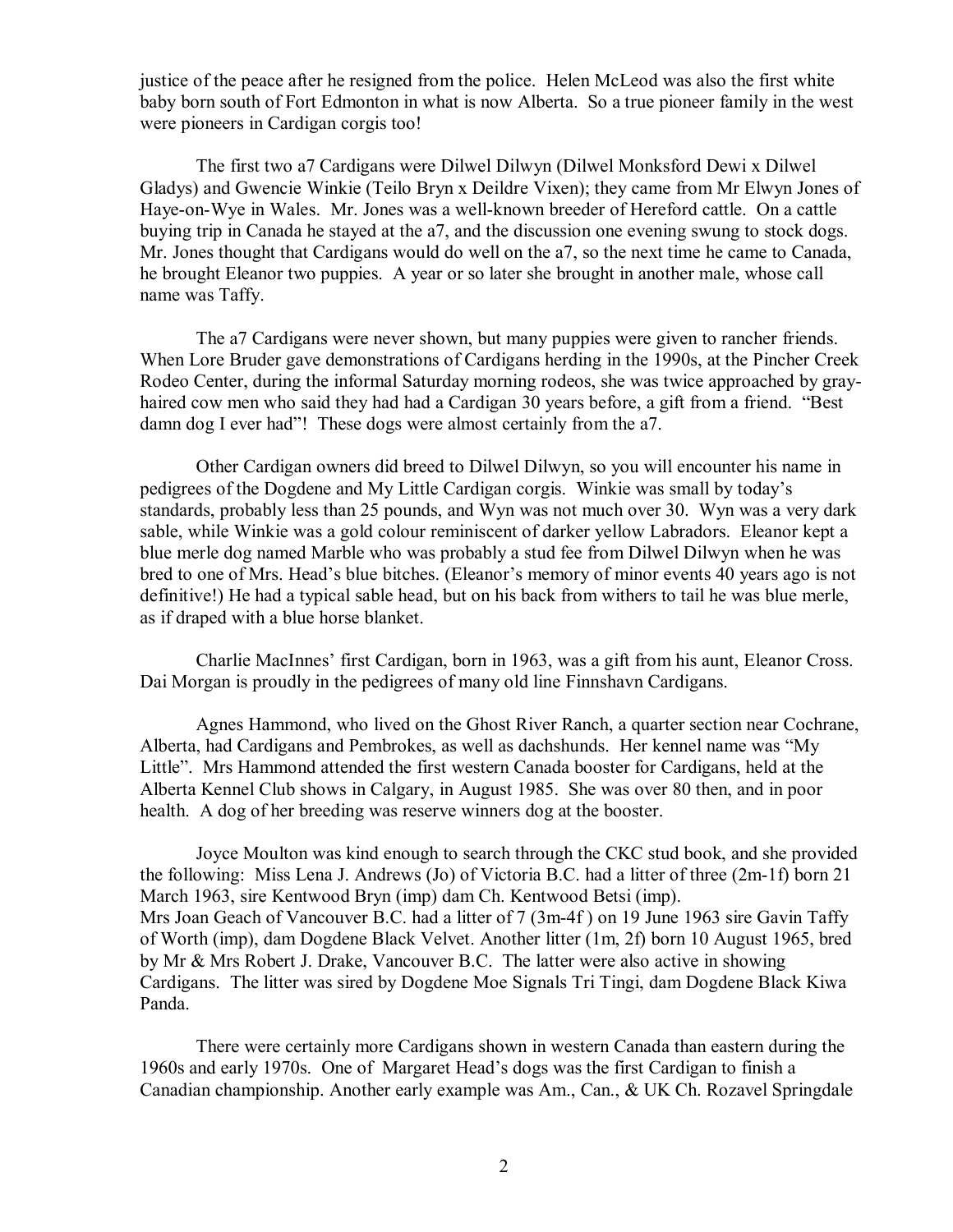justice of the peace after he resigned from the police. Helen McLeod was also the first white baby born south of Fort Edmonton in what is now Alberta. So a true pioneer family in the west were pioneers in Cardigan corgis too!

The first two a7 Cardigans were Dilwel Dilwyn (Dilwel Monksford Dewi x Dilwel Gladys) and Gwencie Winkie (Teilo Bryn x Deildre Vixen); they came from Mr Elwyn Jones of Haye-on-Wye in Wales. Mr. Jones was a well-known breeder of Hereford cattle. On a cattle buying trip in Canada he stayed at the a7, and the discussion one evening swung to stock dogs. Mr. Jones thought that Cardigans would do well on the a7, so the next time he came to Canada, he brought Eleanor two puppies. A year or so later she brought in another male, whose call name was Taffy.

The a7 Cardigans were never shown, but many puppies were given to rancher friends. When Lore Bruder gave demonstrations of Cardigans herding in the 1990s, at the Pincher Creek Rodeo Center, during the informal Saturday morning rodeos, she was twice approached by gray-haired cow men who said they had had a Cardigan 30 years before, a gift from a friend. "Best damn dog I ever had"! These dogs were almost certainly from the a7.

Other Cardigan owners did breed to Dilwel Dilwyn, so you will encounter his name in pedigrees of the Dogdene and My Little Cardigan corgis. Winkie was small by today's standards, probably less than 25 pounds, and Wyn was not much over 30. Wyn was a very dark sable, while Winkie was a gold colour reminiscent of darker yellow Labradors. Eleanor kept a blue merle dog named Marble who was probably a stud fee from Dilwel Dilwyn when he was bred to one of Mrs. Head's blue bitches. (Eleanor's memory of minor events 40 years ago is not definitive!) He had a typical sable head, but on his back from withers to tail he was blue merle, as if draped with a blue horse blanket.

Charlie MacInnes' first Cardigan, born in 1963, was a gift from his aunt, Eleanor Cross. Dai Morgan is proudly in the pedigrees of many old line Finnshavn Cardigans.

Agnes Hammond, who lived on the Ghost River Ranch, a quarter section near Cochrane, Alberta, had Cardigans and Pembrokes, as well as dachshunds. Her kennel name was "My Little". Mrs Hammond attended the first western Canada booster for Cardigans, held at the Alberta Kennel Club shows in Calgary, in August 1985. She was over 80 then, and in poor health. A dog of her breeding was reserve winners dog at the booster.

Joyce Moulton was kind enough to search through the CKC stud book, and she provided the following: Miss Lena J. Andrews (Jo) of Victoria B.C. had a litter of three (2m-1f) born 21 March 1963, sire Kentwood Bryn (imp) dam Ch. Kentwood Betsi (imp).
Mrs Joan Geach of Vancouver B.C. had a litter of 7 (3m-4f ) on 19 June 1963 sire Gavin Taffy of Worth (imp), dam Dogdene Black Velvet. Another litter (1m, 2f) born 10 August 1965, bred by Mr & Mrs Robert J. Drake, Vancouver B.C. The latter were also active in showing Cardigans. The litter was sired by Dogdene Moe Signals Tri Tingi, dam Dogdene Black Kiwa Panda.

There were certainly more Cardigans shown in western Canada than eastern during the 1960s and early 1970s. One of Margaret Head's dogs was the first Cardigan to finish a Canadian championship. Another early example was Am., Can., & UK Ch. Rozavel Springdale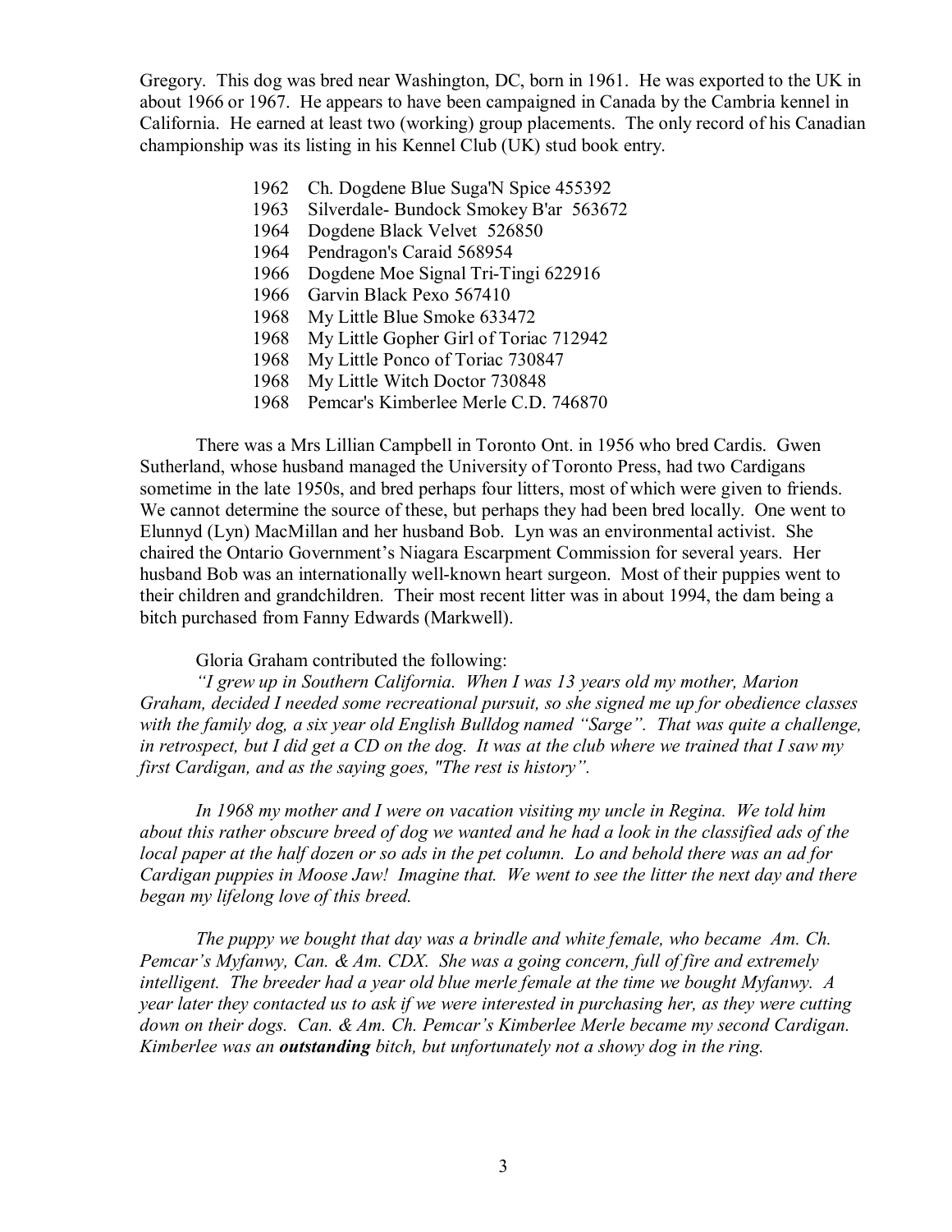Gregory. This dog was bred near Washington, DC, born in 1961. He was exported to the UK in about 1966 or 1967. He appears to have been campaigned in Canada by the Cambria kennel in California. He earned at least two (working) group placements. The only record of his Canadian championship was its listing in his Kennel Club (UK) stud book entry.

- 1962 Ch. Dogdene Blue Suga'N Spice 455392
- 1963 Silverdale- Bundock Smokey B'ar 563672
- 1964 Dogdene Black Velvet 526850
- 1964 Pendragon's Caraid 568954
- 1966 Dogdene Moe Signal Tri-Tingi 622916
- 1966 Garvin Black Pexo 567410
- 1968 My Little Blue Smoke 633472
- 1968 My Little Gopher Girl of Toriac 712942
- 1968 My Little Ponco of Toriac 730847
- 1968 My Little Witch Doctor 730848
- 1968 Pemcar's Kimberlee Merle C.D. 746870

There was a Mrs Lillian Campbell in Toronto Ont. in 1956 who bred Cardis. Gwen Sutherland, whose husband managed the University of Toronto Press, had two Cardigans sometime in the late 1950s, and bred perhaps four litters, most of which were given to friends. We cannot determine the source of these, but perhaps they had been bred locally. One went to Elunnyd (Lyn) MacMillan and her husband Bob. Lyn was an environmental activist. She chaired the Ontario Government's Niagara Escarpment Commission for several years. Her husband Bob was an internationally well-known heart surgeon. Most of their puppies went to their children and grandchildren. Their most recent litter was in about 1994, the dam being a bitch purchased from Fanny Edwards (Markwell).

Gloria Graham contributed the following:

*"I grew up in Southern California. When I was 13 years old my mother, Marion Graham, decided I needed some recreational pursuit, so she signed me up for obedience classes with the family dog, a six year old English Bulldog named "Sarge". That was quite a challenge, in retrospect, but I did get a CD on the dog. It was at the club where we trained that I saw my first Cardigan, and as the saying goes, "The rest is history".*

*In 1968 my mother and I were on vacation visiting my uncle in Regina. We told him about this rather obscure breed of dog we wanted and he had a look in the classified ads of the local paper at the half dozen or so ads in the pet column. Lo and behold there was an ad for Cardigan puppies in Moose Jaw! Imagine that. We went to see the litter the next day and there began my lifelong love of this breed.*

*The puppy we bought that day was a brindle and white female, who became Am. Ch. Pemcar's Myfanwy, Can. & Am. CDX. She was a going concern, full of fire and extremely intelligent. The breeder had a year old blue merle female at the time we bought Myfanwy. A year later they contacted us to ask if we were interested in purchasing her, as they were cutting down on their dogs. Can. & Am. Ch. Pemcar's Kimberlee Merle became my second Cardigan. Kimberlee was an **outstanding** bitch, but unfortunately not a showy dog in the ring.*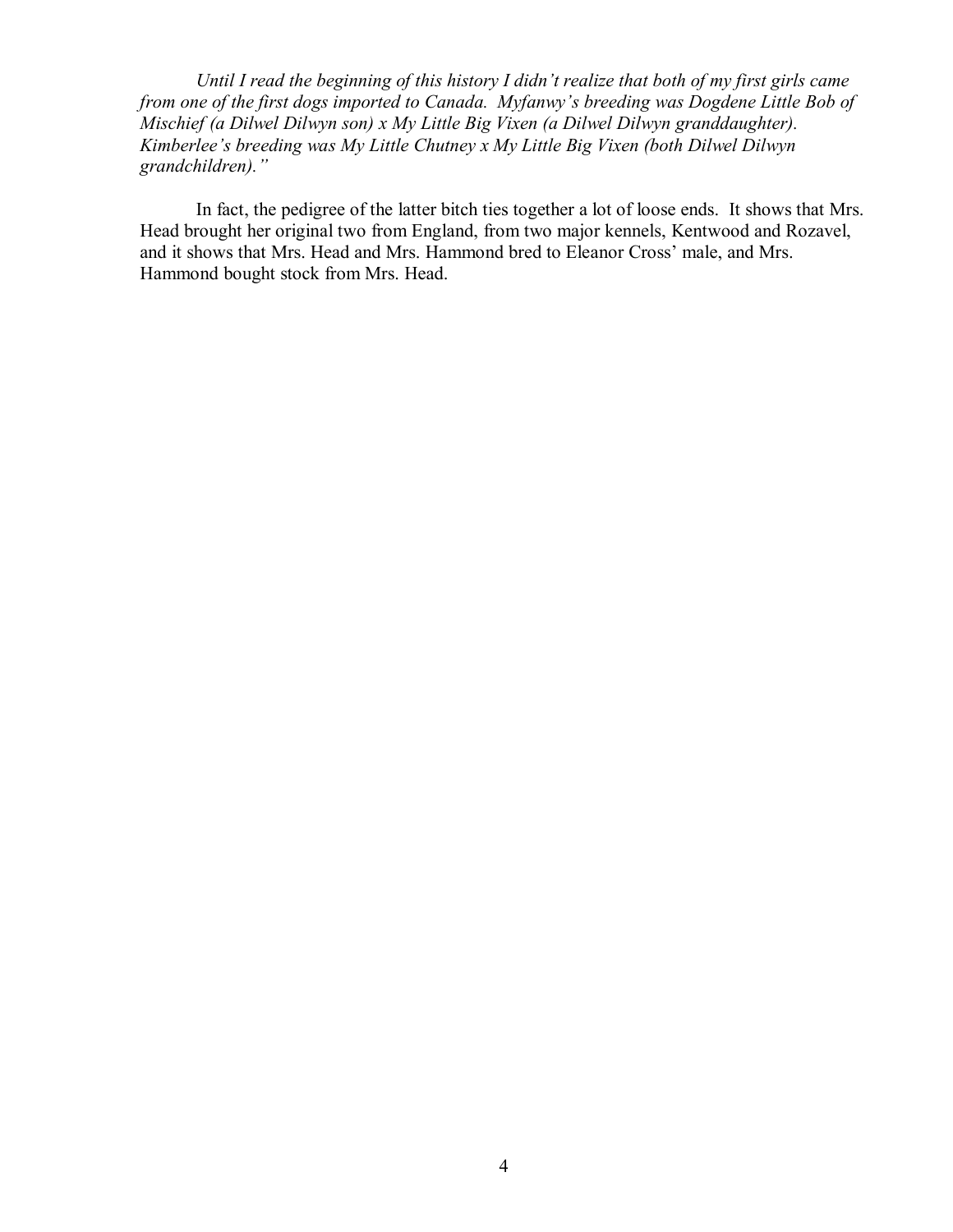*Until I read the beginning of this history I didn't realize that both of my first girls came from one of the first dogs imported to Canada. Myfanwy's breeding was Dogdene Little Bob of Mischief (a Dilwel Dilwyn son) x My Little Big Vixen (a Dilwel Dilwyn granddaughter). Kimberlee's breeding was My Little Chutney x My Little Big Vixen (both Dilwel Dilwyn grandchildren)."*

In fact, the pedigree of the latter bitch ties together a lot of loose ends. It shows that Mrs. Head brought her original two from England, from two major kennels, Kentwood and Rozavel, and it shows that Mrs. Head and Mrs. Hammond bred to Eleanor Cross' male, and Mrs. Hammond bought stock from Mrs. Head.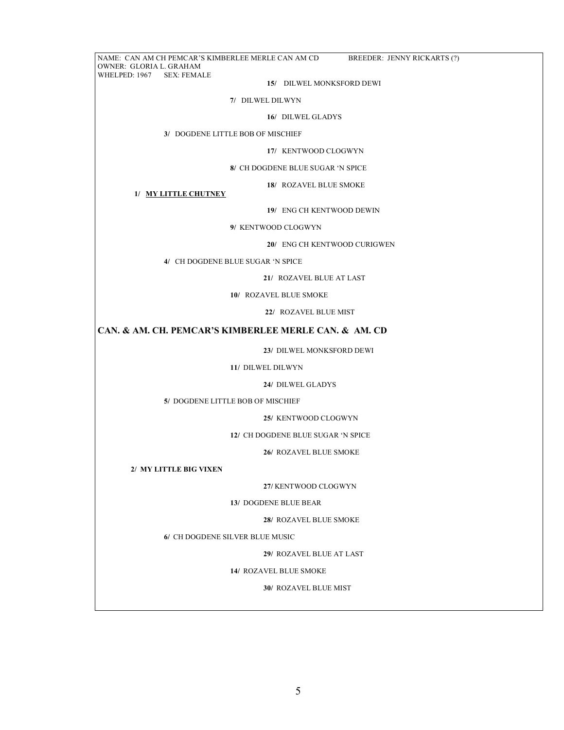NAME: CAN AM CH PEMCAR'S KIMBERLEE MERLE CAN AM CD BREEDER: JENNY RICKARTS (?)
OWNER: GLORIA L. GRAHAM
WHELPED: 1967 SEX: FEMALE

**15/** DILWEL MONKSFORD DEWI

**7/** DILWEL DILWYN

**16/** DILWEL GLADYS

**3/** DOGDENE LITTLE BOB OF MISCHIEF

**17/** KENTWOOD CLOGWYN

**8/** CH DOGDENE BLUE SUGAR 'N SPICE

**18/** ROZAVEL BLUE SMOKE

**1/ MY LITTLE CHUTNEY**

**19/** ENG CH KENTWOOD DEWIN

**9/** KENTWOOD CLOGWYN

**20/** ENG CH KENTWOOD CURIGWEN

**4/** CH DOGDENE BLUE SUGAR 'N SPICE

**21/** ROZAVEL BLUE AT LAST

**10/** ROZAVEL BLUE SMOKE

**22/** ROZAVEL BLUE MIST

## CAN. & AM. CH. PEMCAR'S KIMBERLEE MERLE CAN. & AM. CD

**23/** DILWEL MONKSFORD DEWI

**11/** DILWEL DILWYN

**24/** DILWEL GLADYS

**5/** DOGDENE LITTLE BOB OF MISCHIEF

**25/** KENTWOOD CLOGWYN

**12/** CH DOGDENE BLUE SUGAR 'N SPICE

**26/** ROZAVEL BLUE SMOKE

**2/ MY LITTLE BIG VIXEN**

**27/** KENTWOOD CLOGWYN

**13/** DOGDENE BLUE BEAR

**28/** ROZAVEL BLUE SMOKE

**6/** CH DOGDENE SILVER BLUE MUSIC

**29/** ROZAVEL BLUE AT LAST

**14/** ROZAVEL BLUE SMOKE

**30/** ROZAVEL BLUE MIST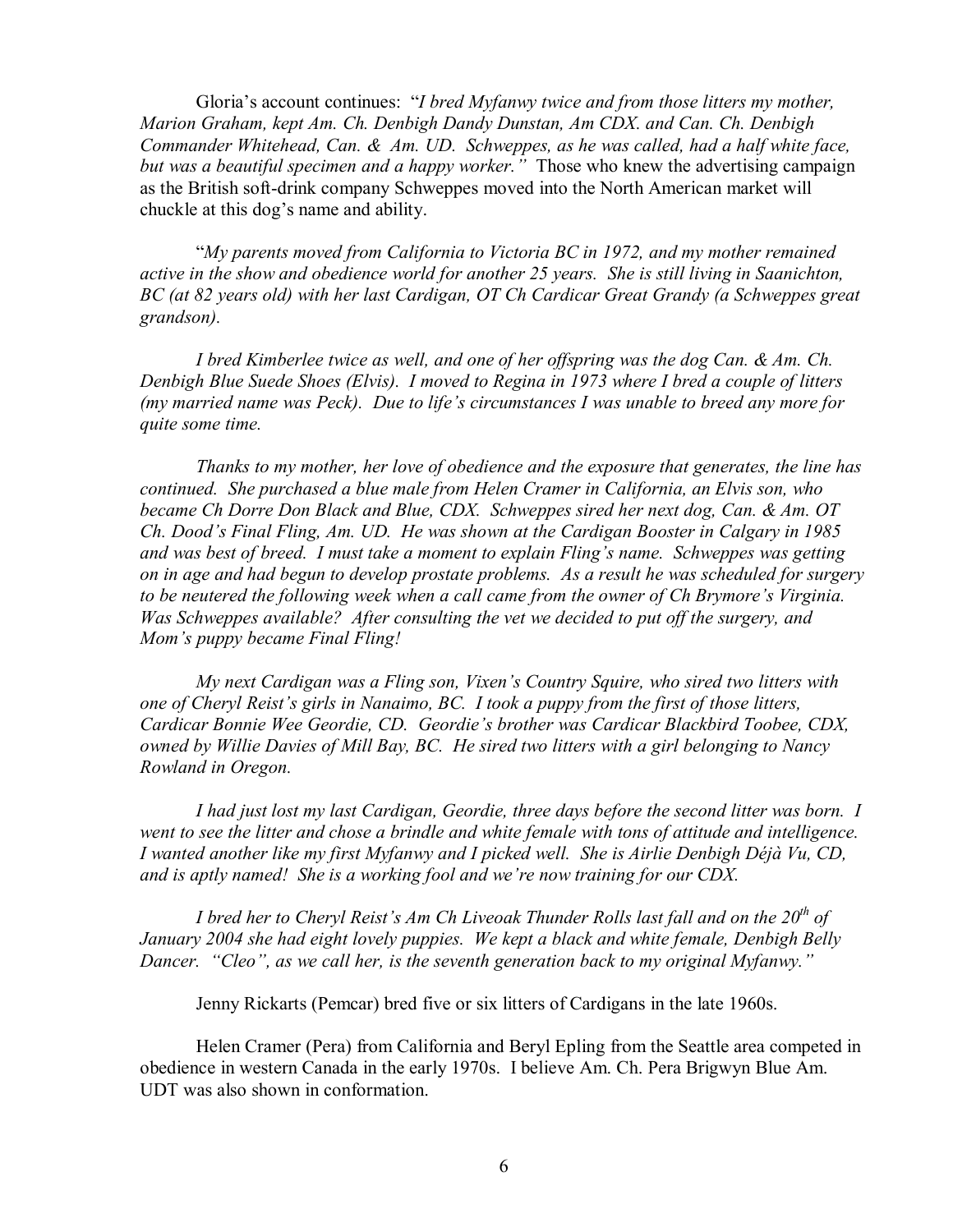Gloria's account continues: "*I bred Myfanwy twice and from those litters my mother, Marion Graham, kept Am. Ch. Denbigh Dandy Dunstan, Am CDX. and Can. Ch. Denbigh Commander Whitehead, Can. & Am. UD. Schweppes, as he was called, had a half white face, but was a beautiful specimen and a happy worker.*" Those who knew the advertising campaign as the British soft-drink company Schweppes moved into the North American market will chuckle at this dog's name and ability.

"*My parents moved from California to Victoria BC in 1972, and my mother remained active in the show and obedience world for another 25 years. She is still living in Saanichton, BC (at 82 years old) with her last Cardigan, OT Ch Cardicar Great Grandy (a Schweppes great grandson).*

*I bred Kimberlee twice as well, and one of her offspring was the dog Can. & Am. Ch. Denbigh Blue Suede Shoes (Elvis). I moved to Regina in 1973 where I bred a couple of litters (my married name was Peck). Due to life's circumstances I was unable to breed any more for quite some time.*

*Thanks to my mother, her love of obedience and the exposure that generates, the line has continued. She purchased a blue male from Helen Cramer in California, an Elvis son, who became Ch Dorre Don Black and Blue, CDX. Schweppes sired her next dog, Can. & Am. OT Ch. Dood's Final Fling, Am. UD. He was shown at the Cardigan Booster in Calgary in 1985 and was best of breed. I must take a moment to explain Fling's name. Schweppes was getting on in age and had begun to develop prostate problems. As a result he was scheduled for surgery to be neutered the following week when a call came from the owner of Ch Brymore's Virginia. Was Schweppes available? After consulting the vet we decided to put off the surgery, and Mom's puppy became Final Fling!*

*My next Cardigan was a Fling son, Vixen's Country Squire, who sired two litters with one of Cheryl Reist's girls in Nanaimo, BC. I took a puppy from the first of those litters, Cardicar Bonnie Wee Geordie, CD. Geordie's brother was Cardicar Blackbird Toobee, CDX, owned by Willie Davies of Mill Bay, BC. He sired two litters with a girl belonging to Nancy Rowland in Oregon.*

*I had just lost my last Cardigan, Geordie, three days before the second litter was born. I went to see the litter and chose a brindle and white female with tons of attitude and intelligence. I wanted another like my first Myfanwy and I picked well. She is Airlie Denbigh Déjà Vu, CD, and is aptly named! She is a working fool and we're now training for our CDX.*

*I bred her to Cheryl Reist's Am Ch Liveoak Thunder Rolls last fall and on the 20th of January 2004 she had eight lovely puppies. We kept a black and white female, Denbigh Belly Dancer. "Cleo", as we call her, is the seventh generation back to my original Myfanwy.*"

Jenny Rickarts (Pemcar) bred five or six litters of Cardigans in the late 1960s.

Helen Cramer (Pera) from California and Beryl Epling from the Seattle area competed in obedience in western Canada in the early 1970s. I believe Am. Ch. Pera Brigwyn Blue Am. UDT was also shown in conformation.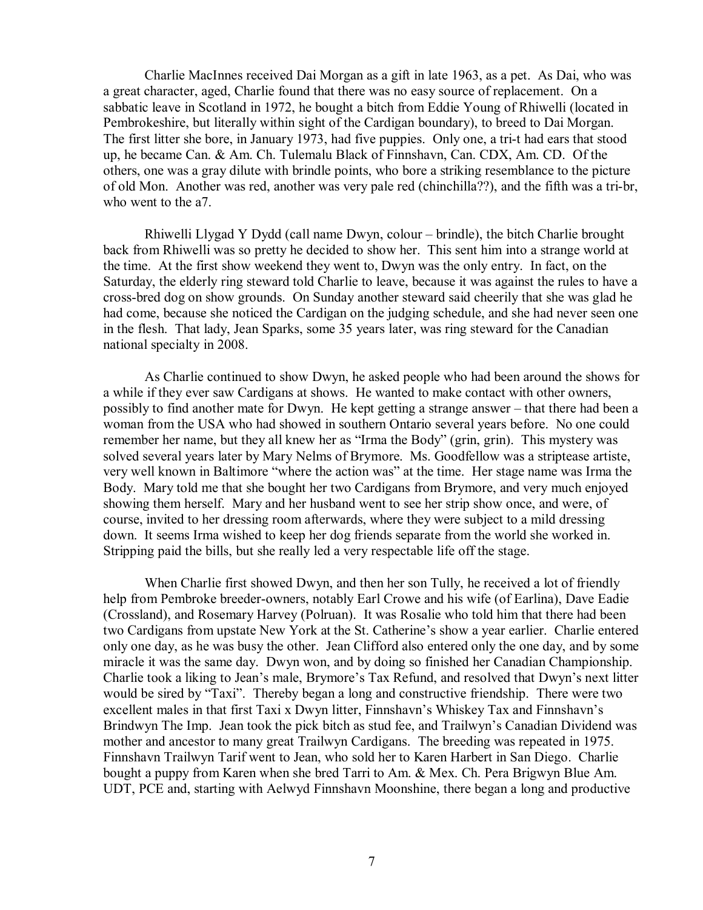Charlie MacInnes received Dai Morgan as a gift in late 1963, as a pet. As Dai, who was a great character, aged, Charlie found that there was no easy source of replacement. On a sabbatic leave in Scotland in 1972, he bought a bitch from Eddie Young of Rhiwelli (located in Pembrokeshire, but literally within sight of the Cardigan boundary), to breed to Dai Morgan. The first litter she bore, in January 1973, had five puppies. Only one, a tri-t had ears that stood up, he became Can. & Am. Ch. Tulemalu Black of Finnshavn, Can. CDX, Am. CD. Of the others, one was a gray dilute with brindle points, who bore a striking resemblance to the picture of old Mon. Another was red, another was very pale red (chinchilla??), and the fifth was a tri-br, who went to the a7.

Rhiwelli Llygad Y Dydd (call name Dwyn, colour – brindle), the bitch Charlie brought back from Rhiwelli was so pretty he decided to show her. This sent him into a strange world at the time. At the first show weekend they went to, Dwyn was the only entry. In fact, on the Saturday, the elderly ring steward told Charlie to leave, because it was against the rules to have a cross-bred dog on show grounds. On Sunday another steward said cheerily that she was glad he had come, because she noticed the Cardigan on the judging schedule, and she had never seen one in the flesh. That lady, Jean Sparks, some 35 years later, was ring steward for the Canadian national specialty in 2008.

As Charlie continued to show Dwyn, he asked people who had been around the shows for a while if they ever saw Cardigans at shows. He wanted to make contact with other owners, possibly to find another mate for Dwyn. He kept getting a strange answer – that there had been a woman from the USA who had showed in southern Ontario several years before. No one could remember her name, but they all knew her as "Irma the Body" (grin, grin). This mystery was solved several years later by Mary Nelms of Brymore. Ms. Goodfellow was a striptease artiste, very well known in Baltimore "where the action was" at the time. Her stage name was Irma the Body. Mary told me that she bought her two Cardigans from Brymore, and very much enjoyed showing them herself. Mary and her husband went to see her strip show once, and were, of course, invited to her dressing room afterwards, where they were subject to a mild dressing down. It seems Irma wished to keep her dog friends separate from the world she worked in. Stripping paid the bills, but she really led a very respectable life off the stage.

When Charlie first showed Dwyn, and then her son Tully, he received a lot of friendly help from Pembroke breeder-owners, notably Earl Crowe and his wife (of Earlina), Dave Eadie (Crossland), and Rosemary Harvey (Polruan). It was Rosalie who told him that there had been two Cardigans from upstate New York at the St. Catherine's show a year earlier. Charlie entered only one day, as he was busy the other. Jean Clifford also entered only the one day, and by some miracle it was the same day. Dwyn won, and by doing so finished her Canadian Championship. Charlie took a liking to Jean's male, Brymore's Tax Refund, and resolved that Dwyn's next litter would be sired by "Taxi". Thereby began a long and constructive friendship. There were two excellent males in that first Taxi x Dwyn litter, Finnshavn's Whiskey Tax and Finnshavn's Brindwyn The Imp. Jean took the pick bitch as stud fee, and Trailwyn's Canadian Dividend was mother and ancestor to many great Trailwyn Cardigans. The breeding was repeated in 1975. Finnshavn Trailwyn Tarif went to Jean, who sold her to Karen Harbert in San Diego. Charlie bought a puppy from Karen when she bred Tarri to Am. & Mex. Ch. Pera Brigwyn Blue Am. UDT, PCE and, starting with Aelwyd Finnshavn Moonshine, there began a long and productive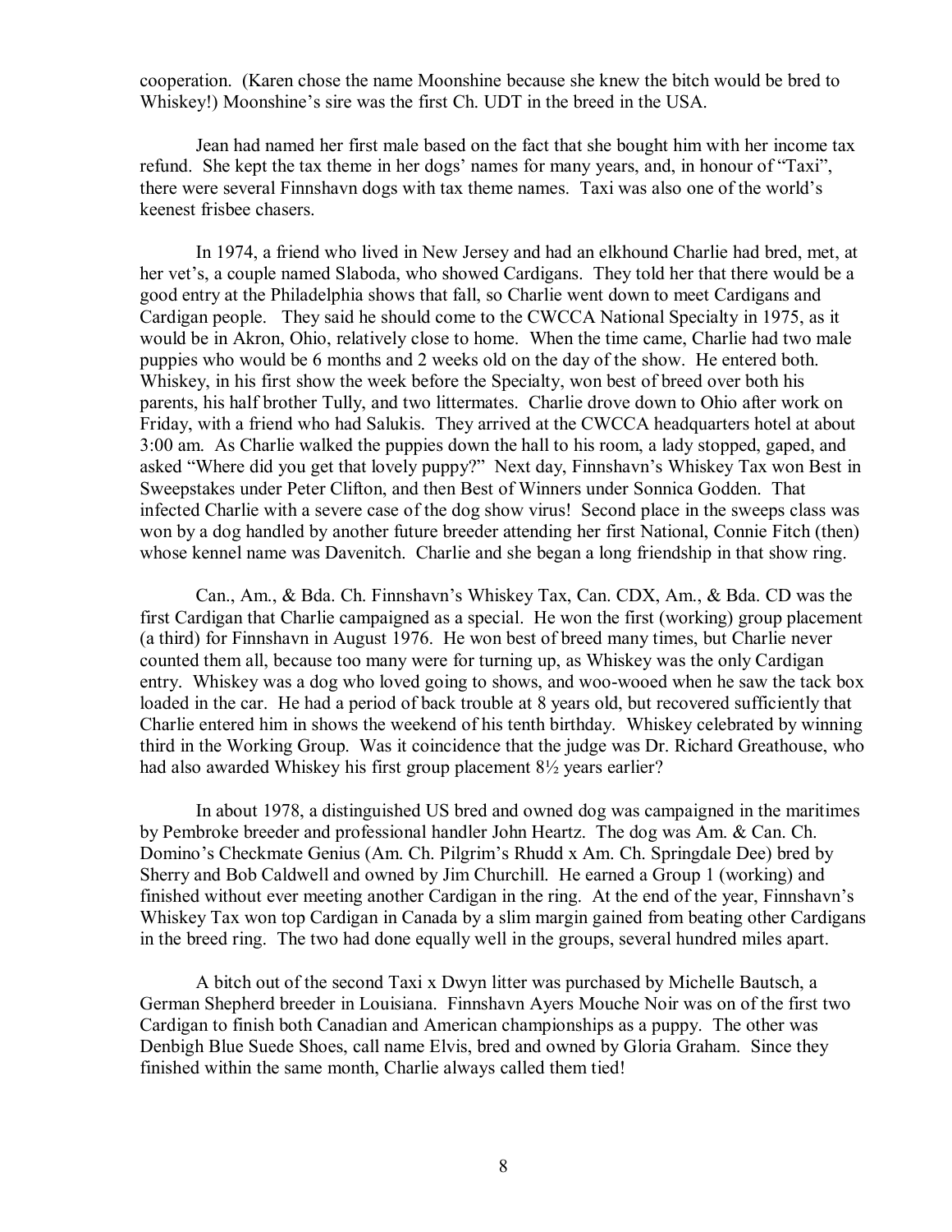cooperation. (Karen chose the name Moonshine because she knew the bitch would be bred to Whiskey!) Moonshine's sire was the first Ch. UDT in the breed in the USA.

Jean had named her first male based on the fact that she bought him with her income tax refund. She kept the tax theme in her dogs' names for many years, and, in honour of "Taxi", there were several Finnshavn dogs with tax theme names. Taxi was also one of the world's keenest frisbee chasers.

In 1974, a friend who lived in New Jersey and had an elkhound Charlie had bred, met, at her vet's, a couple named Slaboda, who showed Cardigans. They told her that there would be a good entry at the Philadelphia shows that fall, so Charlie went down to meet Cardigans and Cardigan people. They said he should come to the CWCCA National Specialty in 1975, as it would be in Akron, Ohio, relatively close to home. When the time came, Charlie had two male puppies who would be 6 months and 2 weeks old on the day of the show. He entered both. Whiskey, in his first show the week before the Specialty, won best of breed over both his parents, his half brother Tully, and two littermates. Charlie drove down to Ohio after work on Friday, with a friend who had Salukis. They arrived at the CWCCA headquarters hotel at about 3:00 am. As Charlie walked the puppies down the hall to his room, a lady stopped, gaped, and asked "Where did you get that lovely puppy?" Next day, Finnshavn's Whiskey Tax won Best in Sweepstakes under Peter Clifton, and then Best of Winners under Sonnica Godden. That infected Charlie with a severe case of the dog show virus! Second place in the sweeps class was won by a dog handled by another future breeder attending her first National, Connie Fitch (then) whose kennel name was Davenitch. Charlie and she began a long friendship in that show ring.

Can., Am., & Bda. Ch. Finnshavn's Whiskey Tax, Can. CDX, Am., & Bda. CD was the first Cardigan that Charlie campaigned as a special. He won the first (working) group placement (a third) for Finnshavn in August 1976. He won best of breed many times, but Charlie never counted them all, because too many were for turning up, as Whiskey was the only Cardigan entry. Whiskey was a dog who loved going to shows, and woo-wooed when he saw the tack box loaded in the car. He had a period of back trouble at 8 years old, but recovered sufficiently that Charlie entered him in shows the weekend of his tenth birthday. Whiskey celebrated by winning third in the Working Group. Was it coincidence that the judge was Dr. Richard Greathouse, who had also awarded Whiskey his first group placement 8½ years earlier?

In about 1978, a distinguished US bred and owned dog was campaigned in the maritimes by Pembroke breeder and professional handler John Heartz. The dog was Am. & Can. Ch. Domino's Checkmate Genius (Am. Ch. Pilgrim's Rhudd x Am. Ch. Springdale Dee) bred by Sherry and Bob Caldwell and owned by Jim Churchill. He earned a Group 1 (working) and finished without ever meeting another Cardigan in the ring. At the end of the year, Finnshavn's Whiskey Tax won top Cardigan in Canada by a slim margin gained from beating other Cardigans in the breed ring. The two had done equally well in the groups, several hundred miles apart.

A bitch out of the second Taxi x Dwyn litter was purchased by Michelle Bautsch, a German Shepherd breeder in Louisiana. Finnshavn Ayers Mouche Noir was on of the first two Cardigan to finish both Canadian and American championships as a puppy. The other was Denbigh Blue Suede Shoes, call name Elvis, bred and owned by Gloria Graham. Since they finished within the same month, Charlie always called them tied!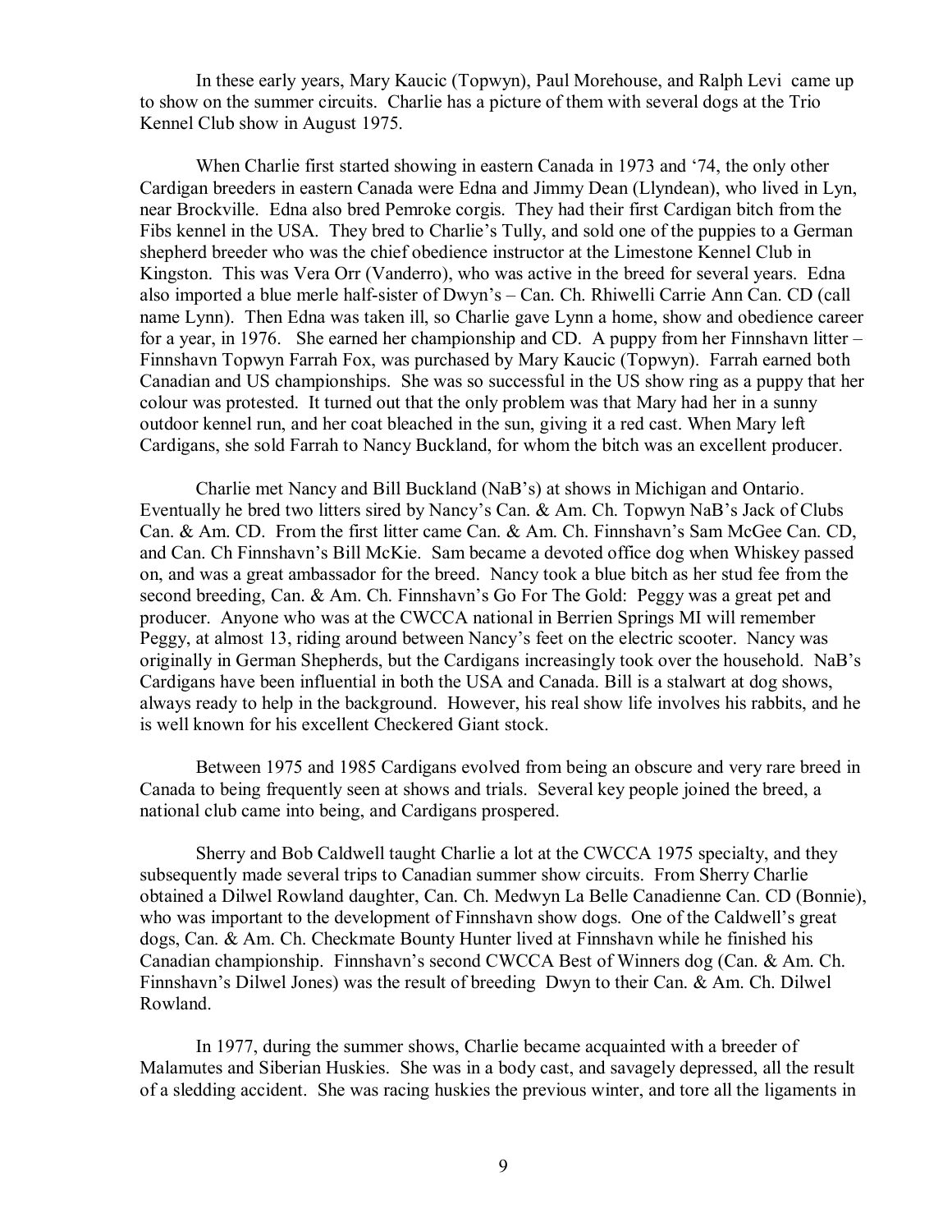In these early years, Mary Kaucic (Topwyn), Paul Morehouse, and Ralph Levi came up to show on the summer circuits. Charlie has a picture of them with several dogs at the Trio Kennel Club show in August 1975.

When Charlie first started showing in eastern Canada in 1973 and '74, the only other Cardigan breeders in eastern Canada were Edna and Jimmy Dean (Llyndean), who lived in Lyn, near Brockville. Edna also bred Pemroke corgis. They had their first Cardigan bitch from the Fibs kennel in the USA. They bred to Charlie's Tully, and sold one of the puppies to a German shepherd breeder who was the chief obedience instructor at the Limestone Kennel Club in Kingston. This was Vera Orr (Vanderro), who was active in the breed for several years. Edna also imported a blue merle half-sister of Dwyn's – Can. Ch. Rhiwelli Carrie Ann Can. CD (call name Lynn). Then Edna was taken ill, so Charlie gave Lynn a home, show and obedience career for a year, in 1976. She earned her championship and CD. A puppy from her Finnshavn litter – Finnshavn Topwyn Farrah Fox, was purchased by Mary Kaucic (Topwyn). Farrah earned both Canadian and US championships. She was so successful in the US show ring as a puppy that her colour was protested. It turned out that the only problem was that Mary had her in a sunny outdoor kennel run, and her coat bleached in the sun, giving it a red cast. When Mary left Cardigans, she sold Farrah to Nancy Buckland, for whom the bitch was an excellent producer.

Charlie met Nancy and Bill Buckland (NaB's) at shows in Michigan and Ontario. Eventually he bred two litters sired by Nancy's Can. & Am. Ch. Topwyn NaB's Jack of Clubs Can. & Am. CD. From the first litter came Can. & Am. Ch. Finnshavn's Sam McGee Can. CD, and Can. Ch Finnshavn's Bill McKie. Sam became a devoted office dog when Whiskey passed on, and was a great ambassador for the breed. Nancy took a blue bitch as her stud fee from the second breeding, Can. & Am. Ch. Finnshavn's Go For The Gold: Peggy was a great pet and producer. Anyone who was at the CWCCA national in Berrien Springs MI will remember Peggy, at almost 13, riding around between Nancy's feet on the electric scooter. Nancy was originally in German Shepherds, but the Cardigans increasingly took over the household. NaB's Cardigans have been influential in both the USA and Canada. Bill is a stalwart at dog shows, always ready to help in the background. However, his real show life involves his rabbits, and he is well known for his excellent Checkered Giant stock.

Between 1975 and 1985 Cardigans evolved from being an obscure and very rare breed in Canada to being frequently seen at shows and trials. Several key people joined the breed, a national club came into being, and Cardigans prospered.

Sherry and Bob Caldwell taught Charlie a lot at the CWCCA 1975 specialty, and they subsequently made several trips to Canadian summer show circuits. From Sherry Charlie obtained a Dilwel Rowland daughter, Can. Ch. Medwyn La Belle Canadienne Can. CD (Bonnie), who was important to the development of Finnshavn show dogs. One of the Caldwell's great dogs, Can. & Am. Ch. Checkmate Bounty Hunter lived at Finnshavn while he finished his Canadian championship. Finnshavn's second CWCCA Best of Winners dog (Can. & Am. Ch. Finnshavn's Dilwel Jones) was the result of breeding Dwyn to their Can. & Am. Ch. Dilwel Rowland.

In 1977, during the summer shows, Charlie became acquainted with a breeder of Malamutes and Siberian Huskies. She was in a body cast, and savagely depressed, all the result of a sledding accident. She was racing huskies the previous winter, and tore all the ligaments in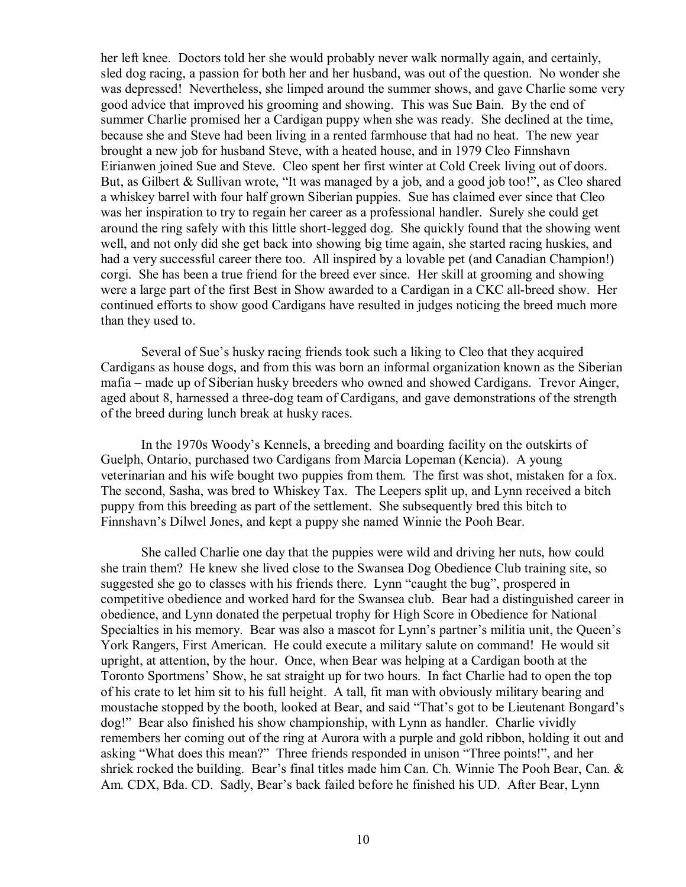her left knee. Doctors told her she would probably never walk normally again, and certainly, sled dog racing, a passion for both her and her husband, was out of the question. No wonder she was depressed! Nevertheless, she limped around the summer shows, and gave Charlie some very good advice that improved his grooming and showing. This was Sue Bain. By the end of summer Charlie promised her a Cardigan puppy when she was ready. She declined at the time, because she and Steve had been living in a rented farmhouse that had no heat. The new year brought a new job for husband Steve, with a heated house, and in 1979 Cleo Finnshavn Eirianwen joined Sue and Steve. Cleo spent her first winter at Cold Creek living out of doors. But, as Gilbert & Sullivan wrote, "It was managed by a job, and a good job too!", as Cleo shared a whiskey barrel with four half grown Siberian puppies. Sue has claimed ever since that Cleo was her inspiration to try to regain her career as a professional handler. Surely she could get around the ring safely with this little short-legged dog. She quickly found that the showing went well, and not only did she get back into showing big time again, she started racing huskies, and had a very successful career there too. All inspired by a lovable pet (and Canadian Champion!) corgi. She has been a true friend for the breed ever since. Her skill at grooming and showing were a large part of the first Best in Show awarded to a Cardigan in a CKC all-breed show. Her continued efforts to show good Cardigans have resulted in judges noticing the breed much more than they used to.

Several of Sue's husky racing friends took such a liking to Cleo that they acquired Cardigans as house dogs, and from this was born an informal organization known as the Siberian mafia – made up of Siberian husky breeders who owned and showed Cardigans. Trevor Ainger, aged about 8, harnessed a three-dog team of Cardigans, and gave demonstrations of the strength of the breed during lunch break at husky races.

In the 1970s Woody's Kennels, a breeding and boarding facility on the outskirts of Guelph, Ontario, purchased two Cardigans from Marcia Lopeman (Kencia). A young veterinarian and his wife bought two puppies from them. The first was shot, mistaken for a fox. The second, Sasha, was bred to Whiskey Tax. The Leepers split up, and Lynn received a bitch puppy from this breeding as part of the settlement. She subsequently bred this bitch to Finnshavn's Dilwel Jones, and kept a puppy she named Winnie the Pooh Bear.

She called Charlie one day that the puppies were wild and driving her nuts, how could she train them? He knew she lived close to the Swansea Dog Obedience Club training site, so suggested she go to classes with his friends there. Lynn "caught the bug", prospered in competitive obedience and worked hard for the Swansea club. Bear had a distinguished career in obedience, and Lynn donated the perpetual trophy for High Score in Obedience for National Specialties in his memory. Bear was also a mascot for Lynn's partner's militia unit, the Queen's York Rangers, First American. He could execute a military salute on command! He would sit upright, at attention, by the hour. Once, when Bear was helping at a Cardigan booth at the Toronto Sportmens' Show, he sat straight up for two hours. In fact Charlie had to open the top of his crate to let him sit to his full height. A tall, fit man with obviously military bearing and moustache stopped by the booth, looked at Bear, and said "That's got to be Lieutenant Bongard's dog!" Bear also finished his show championship, with Lynn as handler. Charlie vividly remembers her coming out of the ring at Aurora with a purple and gold ribbon, holding it out and asking "What does this mean?" Three friends responded in unison "Three points!", and her shriek rocked the building. Bear's final titles made him Can. Ch. Winnie The Pooh Bear, Can. & Am. CDX, Bda. CD. Sadly, Bear's back failed before he finished his UD. After Bear, Lynn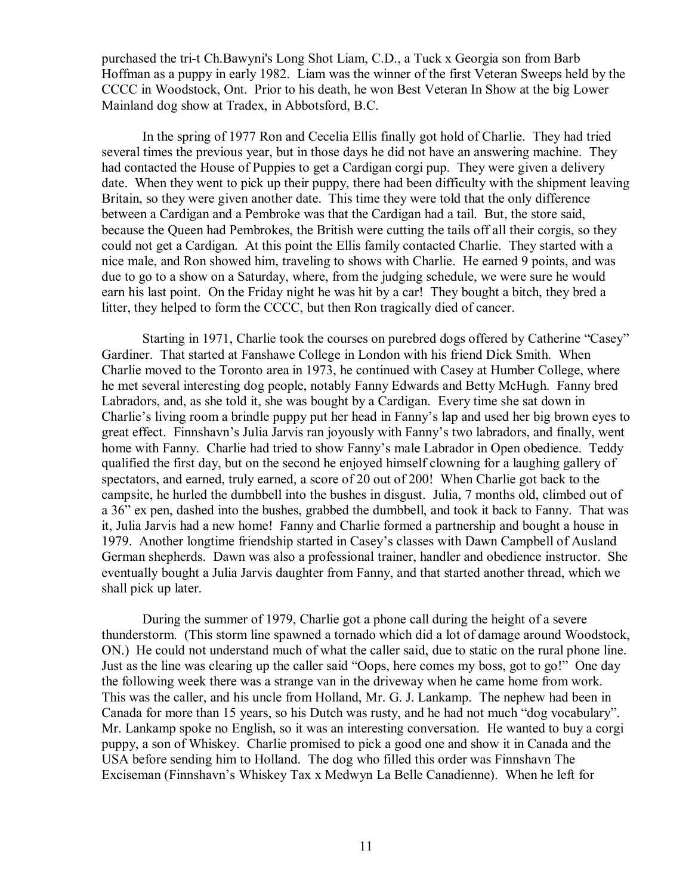purchased the tri-t Ch.Bawyni's Long Shot Liam, C.D., a Tuck x Georgia son from Barb Hoffman as a puppy in early 1982. Liam was the winner of the first Veteran Sweeps held by the CCCC in Woodstock, Ont. Prior to his death, he won Best Veteran In Show at the big Lower Mainland dog show at Tradex, in Abbotsford, B.C.

In the spring of 1977 Ron and Cecelia Ellis finally got hold of Charlie. They had tried several times the previous year, but in those days he did not have an answering machine. They had contacted the House of Puppies to get a Cardigan corgi pup. They were given a delivery date. When they went to pick up their puppy, there had been difficulty with the shipment leaving Britain, so they were given another date. This time they were told that the only difference between a Cardigan and a Pembroke was that the Cardigan had a tail. But, the store said, because the Queen had Pembrokes, the British were cutting the tails off all their corgis, so they could not get a Cardigan. At this point the Ellis family contacted Charlie. They started with a nice male, and Ron showed him, traveling to shows with Charlie. He earned 9 points, and was due to go to a show on a Saturday, where, from the judging schedule, we were sure he would earn his last point. On the Friday night he was hit by a car! They bought a bitch, they bred a litter, they helped to form the CCCC, but then Ron tragically died of cancer.

Starting in 1971, Charlie took the courses on purebred dogs offered by Catherine "Casey" Gardiner. That started at Fanshawe College in London with his friend Dick Smith. When Charlie moved to the Toronto area in 1973, he continued with Casey at Humber College, where he met several interesting dog people, notably Fanny Edwards and Betty McHugh. Fanny bred Labradors, and, as she told it, she was bought by a Cardigan. Every time she sat down in Charlie's living room a brindle puppy put her head in Fanny's lap and used her big brown eyes to great effect. Finnshavn's Julia Jarvis ran joyously with Fanny's two labradors, and finally, went home with Fanny. Charlie had tried to show Fanny's male Labrador in Open obedience. Teddy qualified the first day, but on the second he enjoyed himself clowning for a laughing gallery of spectators, and earned, truly earned, a score of 20 out of 200! When Charlie got back to the campsite, he hurled the dumbbell into the bushes in disgust. Julia, 7 months old, climbed out of a 36" ex pen, dashed into the bushes, grabbed the dumbbell, and took it back to Fanny. That was it, Julia Jarvis had a new home! Fanny and Charlie formed a partnership and bought a house in 1979. Another longtime friendship started in Casey's classes with Dawn Campbell of Ausland German shepherds. Dawn was also a professional trainer, handler and obedience instructor. She eventually bought a Julia Jarvis daughter from Fanny, and that started another thread, which we shall pick up later.

During the summer of 1979, Charlie got a phone call during the height of a severe thunderstorm. (This storm line spawned a tornado which did a lot of damage around Woodstock, ON.) He could not understand much of what the caller said, due to static on the rural phone line. Just as the line was clearing up the caller said "Oops, here comes my boss, got to go!" One day the following week there was a strange van in the driveway when he came home from work. This was the caller, and his uncle from Holland, Mr. G. J. Lankamp. The nephew had been in Canada for more than 15 years, so his Dutch was rusty, and he had not much "dog vocabulary". Mr. Lankamp spoke no English, so it was an interesting conversation. He wanted to buy a corgi puppy, a son of Whiskey. Charlie promised to pick a good one and show it in Canada and the USA before sending him to Holland. The dog who filled this order was Finnshavn The Exciseman (Finnshavn's Whiskey Tax x Medwyn La Belle Canadienne). When he left for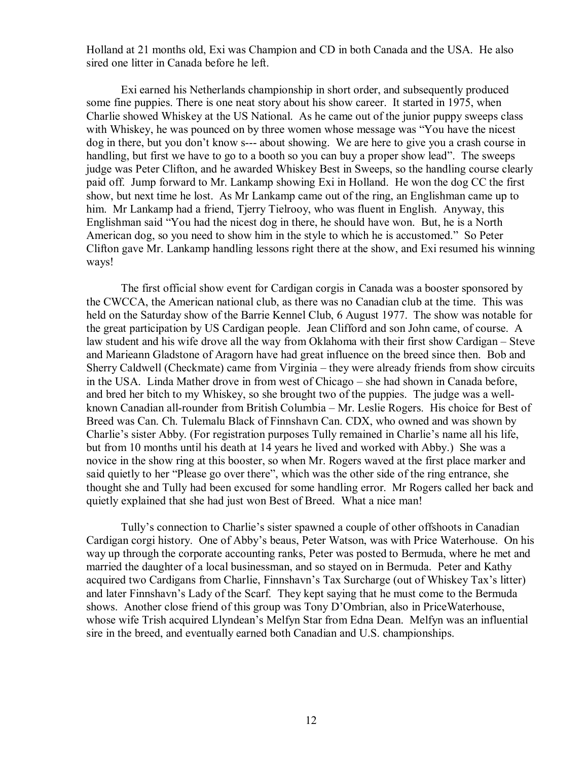Holland at 21 months old, Exi was Champion and CD in both Canada and the USA. He also sired one litter in Canada before he left.

Exi earned his Netherlands championship in short order, and subsequently produced some fine puppies. There is one neat story about his show career. It started in 1975, when Charlie showed Whiskey at the US National. As he came out of the junior puppy sweeps class with Whiskey, he was pounced on by three women whose message was "You have the nicest dog in there, but you don't know s--- about showing. We are here to give you a crash course in handling, but first we have to go to a booth so you can buy a proper show lead". The sweeps judge was Peter Clifton, and he awarded Whiskey Best in Sweeps, so the handling course clearly paid off. Jump forward to Mr. Lankamp showing Exi in Holland. He won the dog CC the first show, but next time he lost. As Mr Lankamp came out of the ring, an Englishman came up to him. Mr Lankamp had a friend, Tjerry Tielrooy, who was fluent in English. Anyway, this Englishman said "You had the nicest dog in there, he should have won. But, he is a North American dog, so you need to show him in the style to which he is accustomed." So Peter Clifton gave Mr. Lankamp handling lessons right there at the show, and Exi resumed his winning ways!

The first official show event for Cardigan corgis in Canada was a booster sponsored by the CWCCA, the American national club, as there was no Canadian club at the time. This was held on the Saturday show of the Barrie Kennel Club, 6 August 1977. The show was notable for the great participation by US Cardigan people. Jean Clifford and son John came, of course. A law student and his wife drove all the way from Oklahoma with their first show Cardigan – Steve and Marieann Gladstone of Aragorn have had great influence on the breed since then. Bob and Sherry Caldwell (Checkmate) came from Virginia – they were already friends from show circuits in the USA. Linda Mather drove in from west of Chicago – she had shown in Canada before, and bred her bitch to my Whiskey, so she brought two of the puppies. The judge was a well-known Canadian all-rounder from British Columbia – Mr. Leslie Rogers. His choice for Best of Breed was Can. Ch. Tulemalu Black of Finnshavn Can. CDX, who owned and was shown by Charlie's sister Abby. (For registration purposes Tully remained in Charlie's name all his life, but from 10 months until his death at 14 years he lived and worked with Abby.) She was a novice in the show ring at this booster, so when Mr. Rogers waved at the first place marker and said quietly to her "Please go over there", which was the other side of the ring entrance, she thought she and Tully had been excused for some handling error. Mr Rogers called her back and quietly explained that she had just won Best of Breed. What a nice man!

Tully's connection to Charlie's sister spawned a couple of other offshoots in Canadian Cardigan corgi history. One of Abby's beaus, Peter Watson, was with Price Waterhouse. On his way up through the corporate accounting ranks, Peter was posted to Bermuda, where he met and married the daughter of a local businessman, and so stayed on in Bermuda. Peter and Kathy acquired two Cardigans from Charlie, Finnshavn's Tax Surcharge (out of Whiskey Tax's litter) and later Finnshavn's Lady of the Scarf. They kept saying that he must come to the Bermuda shows. Another close friend of this group was Tony D'Ombrian, also in PriceWaterhouse, whose wife Trish acquired Llyndean's Melfyn Star from Edna Dean. Melfyn was an influential sire in the breed, and eventually earned both Canadian and U.S. championships.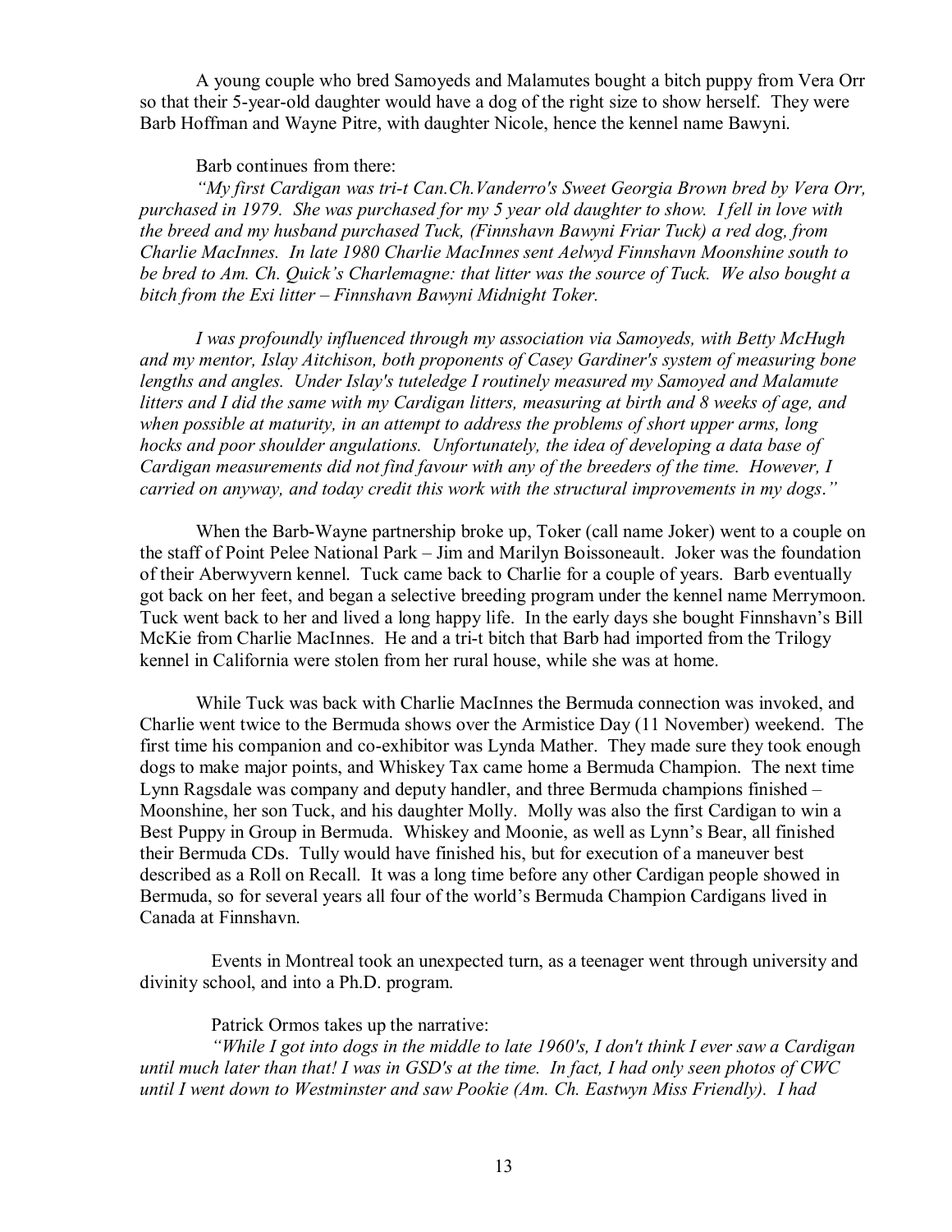A young couple who bred Samoyeds and Malamutes bought a bitch puppy from Vera Orr so that their 5-year-old daughter would have a dog of the right size to show herself. They were Barb Hoffman and Wayne Pitre, with daughter Nicole, hence the kennel name Bawyni.

Barb continues from there:

*"My first Cardigan was tri-t Can.Ch.Vanderro's Sweet Georgia Brown bred by Vera Orr, purchased in 1979. She was purchased for my 5 year old daughter to show. I fell in love with the breed and my husband purchased Tuck, (Finnshavn Bawyni Friar Tuck) a red dog, from Charlie MacInnes. In late 1980 Charlie MacInnes sent Aelwyd Finnshavn Moonshine south to be bred to Am. Ch. Quick's Charlemagne: that litter was the source of Tuck. We also bought a bitch from the Exi litter – Finnshavn Bawyni Midnight Toker.*

*I was profoundly influenced through my association via Samoyeds, with Betty McHugh and my mentor, Islay Aitchison, both proponents of Casey Gardiner's system of measuring bone lengths and angles. Under Islay's tuteledge I routinely measured my Samoyed and Malamute litters and I did the same with my Cardigan litters, measuring at birth and 8 weeks of age, and when possible at maturity, in an attempt to address the problems of short upper arms, long hocks and poor shoulder angulations. Unfortunately, the idea of developing a data base of Cardigan measurements did not find favour with any of the breeders of the time. However, I carried on anyway, and today credit this work with the structural improvements in my dogs."*

When the Barb-Wayne partnership broke up, Toker (call name Joker) went to a couple on the staff of Point Pelee National Park – Jim and Marilyn Boissoneault. Joker was the foundation of their Aberwyvern kennel. Tuck came back to Charlie for a couple of years. Barb eventually got back on her feet, and began a selective breeding program under the kennel name Merrymoon. Tuck went back to her and lived a long happy life. In the early days she bought Finnshavn's Bill McKie from Charlie MacInnes. He and a tri-t bitch that Barb had imported from the Trilogy kennel in California were stolen from her rural house, while she was at home.

While Tuck was back with Charlie MacInnes the Bermuda connection was invoked, and Charlie went twice to the Bermuda shows over the Armistice Day (11 November) weekend. The first time his companion and co-exhibitor was Lynda Mather. They made sure they took enough dogs to make major points, and Whiskey Tax came home a Bermuda Champion. The next time Lynn Ragsdale was company and deputy handler, and three Bermuda champions finished – Moonshine, her son Tuck, and his daughter Molly. Molly was also the first Cardigan to win a Best Puppy in Group in Bermuda. Whiskey and Moonie, as well as Lynn's Bear, all finished their Bermuda CDs. Tully would have finished his, but for execution of a maneuver best described as a Roll on Recall. It was a long time before any other Cardigan people showed in Bermuda, so for several years all four of the world's Bermuda Champion Cardigans lived in Canada at Finnshavn.

Events in Montreal took an unexpected turn, as a teenager went through university and divinity school, and into a Ph.D. program.

Patrick Ormos takes up the narrative:

*"While I got into dogs in the middle to late 1960's, I don't think I ever saw a Cardigan until much later than that! I was in GSD's at the time. In fact, I had only seen photos of CWC until I went down to Westminster and saw Pookie (Am. Ch. Eastwyn Miss Friendly). I had*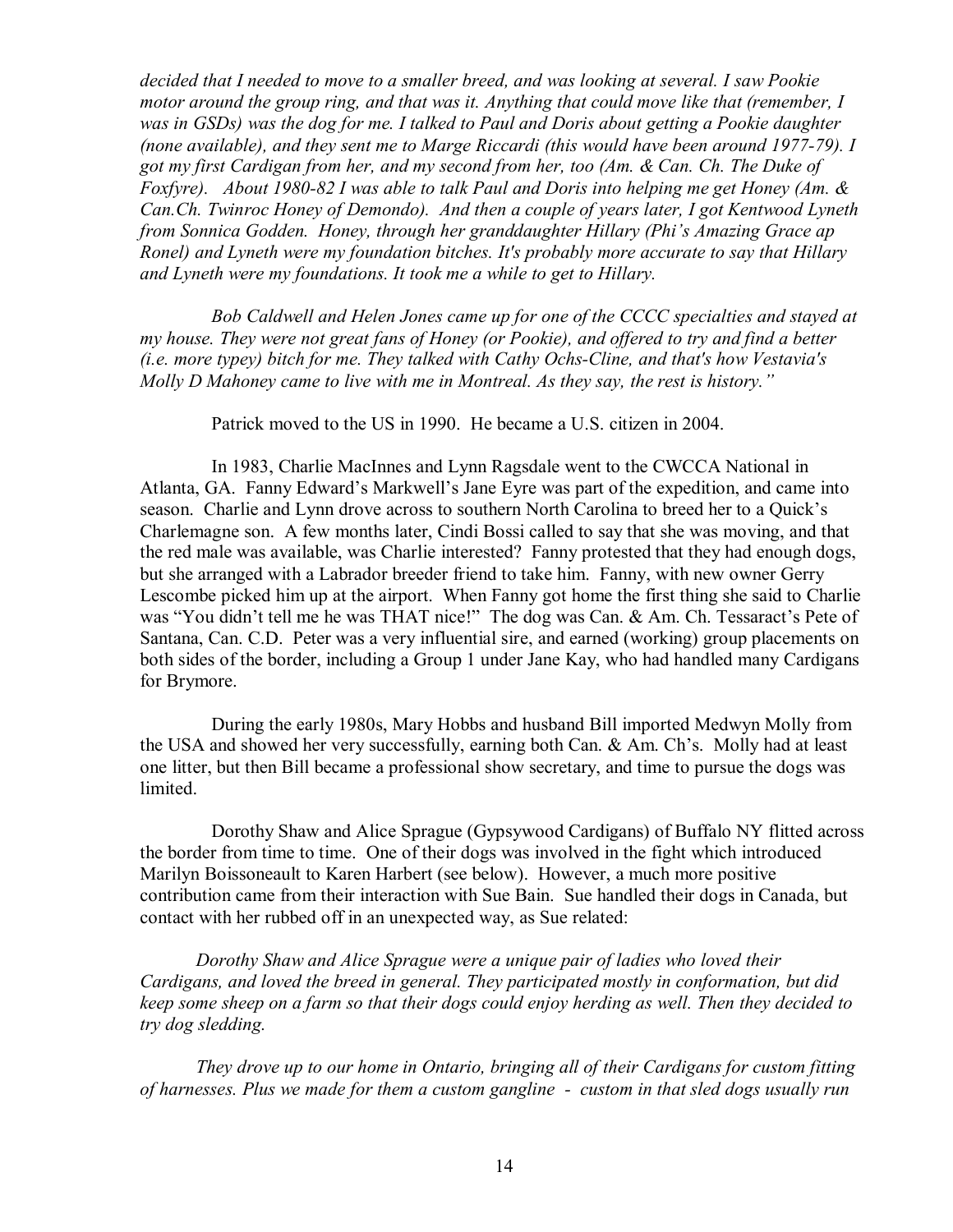*decided that I needed to move to a smaller breed, and was looking at several. I saw Pookie motor around the group ring, and that was it. Anything that could move like that (remember, I was in GSDs) was the dog for me. I talked to Paul and Doris about getting a Pookie daughter (none available), and they sent me to Marge Riccardi (this would have been around 1977-79). I got my first Cardigan from her, and my second from her, too (Am. & Can. Ch. The Duke of Foxfyre). About 1980-82 I was able to talk Paul and Doris into helping me get Honey (Am. & Can.Ch. Twinroc Honey of Demondo). And then a couple of years later, I got Kentwood Lyneth from Sonnica Godden. Honey, through her granddaughter Hillary (Phi's Amazing Grace ap Ronel) and Lyneth were my foundation bitches. It's probably more accurate to say that Hillary and Lyneth were my foundations. It took me a while to get to Hillary.*

*Bob Caldwell and Helen Jones came up for one of the CCCC specialties and stayed at my house. They were not great fans of Honey (or Pookie), and offered to try and find a better (i.e. more typey) bitch for me. They talked with Cathy Ochs-Cline, and that's how Vestavia's Molly D Mahoney came to live with me in Montreal. As they say, the rest is history."*

Patrick moved to the US in 1990. He became a U.S. citizen in 2004.

In 1983, Charlie MacInnes and Lynn Ragsdale went to the CWCCA National in Atlanta, GA. Fanny Edward's Markwell's Jane Eyre was part of the expedition, and came into season. Charlie and Lynn drove across to southern North Carolina to breed her to a Quick's Charlemagne son. A few months later, Cindi Bossi called to say that she was moving, and that the red male was available, was Charlie interested? Fanny protested that they had enough dogs, but she arranged with a Labrador breeder friend to take him. Fanny, with new owner Gerry Lescombe picked him up at the airport. When Fanny got home the first thing she said to Charlie was "You didn't tell me he was THAT nice!" The dog was Can. & Am. Ch. Tessaract's Pete of Santana, Can. C.D. Peter was a very influential sire, and earned (working) group placements on both sides of the border, including a Group 1 under Jane Kay, who had handled many Cardigans for Brymore.

During the early 1980s, Mary Hobbs and husband Bill imported Medwyn Molly from the USA and showed her very successfully, earning both Can. & Am. Ch's. Molly had at least one litter, but then Bill became a professional show secretary, and time to pursue the dogs was limited.

Dorothy Shaw and Alice Sprague (Gypsywood Cardigans) of Buffalo NY flitted across the border from time to time. One of their dogs was involved in the fight which introduced Marilyn Boissoneault to Karen Harbert (see below). However, a much more positive contribution came from their interaction with Sue Bain. Sue handled their dogs in Canada, but contact with her rubbed off in an unexpected way, as Sue related:

*Dorothy Shaw and Alice Sprague were a unique pair of ladies who loved their Cardigans, and loved the breed in general. They participated mostly in conformation, but did keep some sheep on a farm so that their dogs could enjoy herding as well. Then they decided to try dog sledding.*

*They drove up to our home in Ontario, bringing all of their Cardigans for custom fitting of harnesses. Plus we made for them a custom gangline - custom in that sled dogs usually run*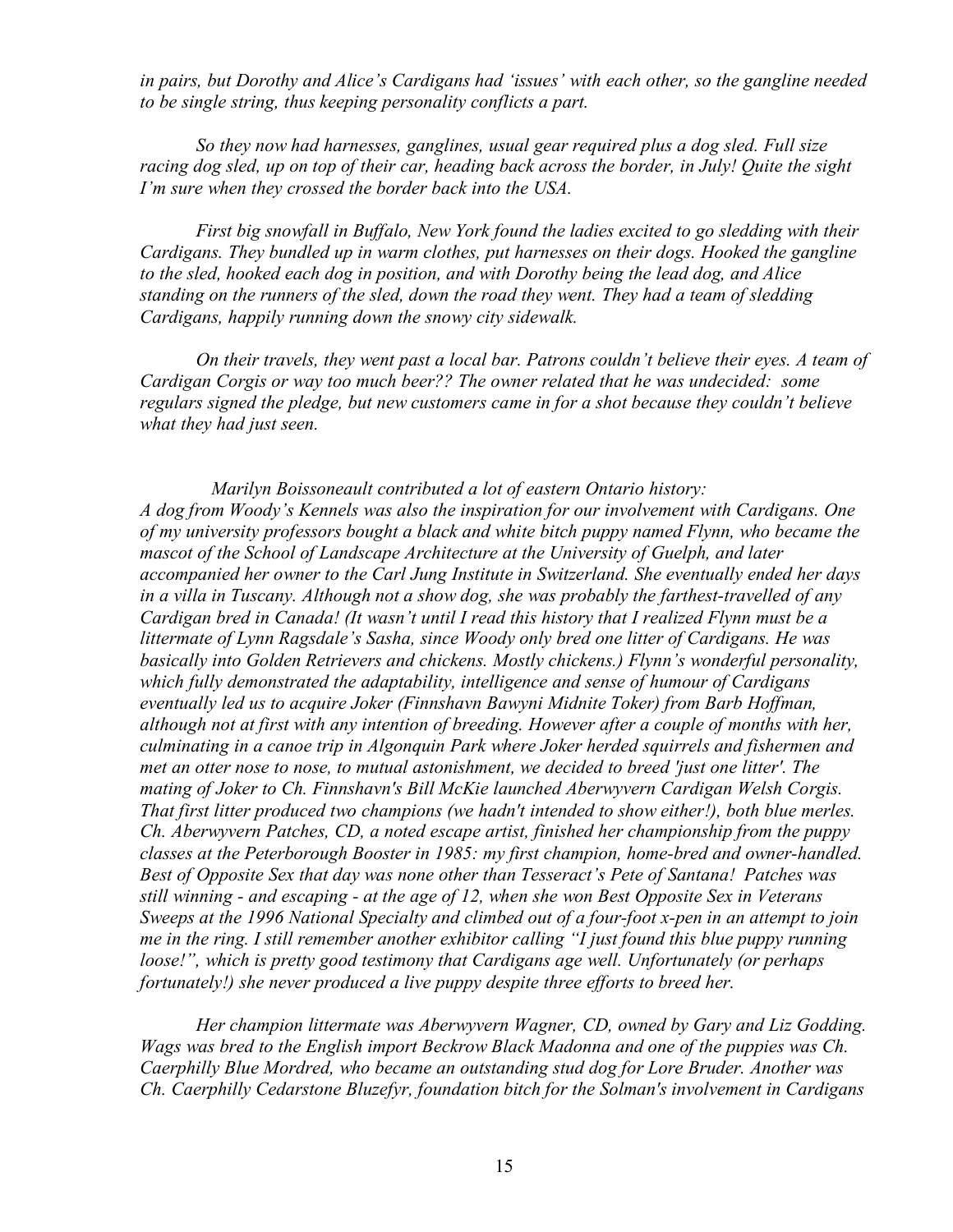*in pairs, but Dorothy and Alice's Cardigans had 'issues' with each other, so the gangline needed to be single string, thus keeping personality conflicts a part.*

*So they now had harnesses, ganglines, usual gear required plus a dog sled. Full size racing dog sled, up on top of their car, heading back across the border, in July! Quite the sight I'm sure when they crossed the border back into the USA.*

*First big snowfall in Buffalo, New York found the ladies excited to go sledding with their Cardigans. They bundled up in warm clothes, put harnesses on their dogs. Hooked the gangline to the sled, hooked each dog in position, and with Dorothy being the lead dog, and Alice standing on the runners of the sled, down the road they went. They had a team of sledding Cardigans, happily running down the snowy city sidewalk.*

*On their travels, they went past a local bar. Patrons couldn't believe their eyes. A team of Cardigan Corgis or way too much beer?? The owner related that he was undecided: some regulars signed the pledge, but new customers came in for a shot because they couldn't believe what they had just seen.*

*Marilyn Boissoneault contributed a lot of eastern Ontario history:*
*A dog from Woody's Kennels was also the inspiration for our involvement with Cardigans. One of my university professors bought a black and white bitch puppy named Flynn, who became the mascot of the School of Landscape Architecture at the University of Guelph, and later accompanied her owner to the Carl Jung Institute in Switzerland. She eventually ended her days in a villa in Tuscany. Although not a show dog, she was probably the farthest-travelled of any Cardigan bred in Canada! (It wasn't until I read this history that I realized Flynn must be a littermate of Lynn Ragsdale's Sasha, since Woody only bred one litter of Cardigans. He was basically into Golden Retrievers and chickens. Mostly chickens.) Flynn's wonderful personality, which fully demonstrated the adaptability, intelligence and sense of humour of Cardigans eventually led us to acquire Joker (Finnshavn Bawyni Midnite Toker) from Barb Hoffman, although not at first with any intention of breeding. However after a couple of months with her, culminating in a canoe trip in Algonquin Park where Joker herded squirrels and fishermen and met an otter nose to nose, to mutual astonishment, we decided to breed 'just one litter'. The mating of Joker to Ch. Finnshavn's Bill McKie launched Aberwyvern Cardigan Welsh Corgis. That first litter produced two champions (we hadn't intended to show either!), both blue merles. Ch. Aberwyvern Patches, CD, a noted escape artist, finished her championship from the puppy classes at the Peterborough Booster in 1985: my first champion, home-bred and owner-handled. Best of Opposite Sex that day was none other than Tesseract's Pete of Santana! Patches was still winning - and escaping - at the age of 12, when she won Best Opposite Sex in Veterans Sweeps at the 1996 National Specialty and climbed out of a four-foot x-pen in an attempt to join me in the ring. I still remember another exhibitor calling "I just found this blue puppy running loose!", which is pretty good testimony that Cardigans age well. Unfortunately (or perhaps fortunately!) she never produced a live puppy despite three efforts to breed her.*

*Her champion littermate was Aberwyvern Wagner, CD, owned by Gary and Liz Godding. Wags was bred to the English import Beckrow Black Madonna and one of the puppies was Ch. Caerphilly Blue Mordred, who became an outstanding stud dog for Lore Bruder. Another was Ch. Caerphilly Cedarstone Bluzefyr, foundation bitch for the Solman's involvement in Cardigans*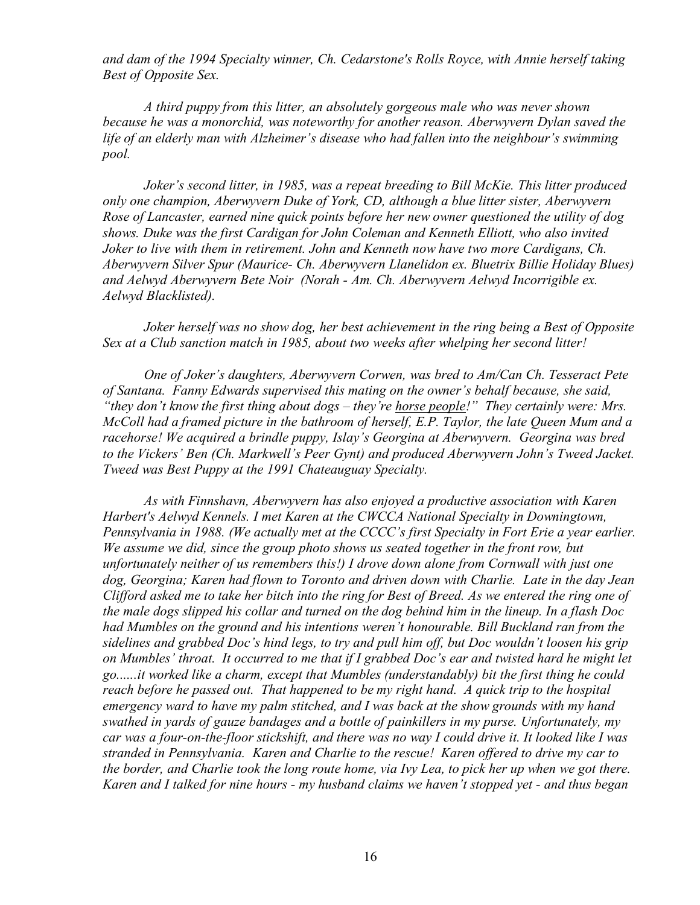*and dam of the 1994 Specialty winner, Ch. Cedarstone's Rolls Royce, with Annie herself taking Best of Opposite Sex.*

*A third puppy from this litter, an absolutely gorgeous male who was never shown because he was a monorchid, was noteworthy for another reason. Aberwyvern Dylan saved the life of an elderly man with Alzheimer's disease who had fallen into the neighbour's swimming pool.*

*Joker's second litter, in 1985, was a repeat breeding to Bill McKie. This litter produced only one champion, Aberwyvern Duke of York, CD, although a blue litter sister, Aberwyvern Rose of Lancaster, earned nine quick points before her new owner questioned the utility of dog shows. Duke was the first Cardigan for John Coleman and Kenneth Elliott, who also invited Joker to live with them in retirement. John and Kenneth now have two more Cardigans, Ch. Aberwyvern Silver Spur (Maurice- Ch. Aberwyvern Llanelidon ex. Bluetrix Billie Holiday Blues) and Aelwyd Aberwyvern Bete Noir (Norah - Am. Ch. Aberwyvern Aelwyd Incorrigible ex. Aelwyd Blacklisted).*

*Joker herself was no show dog, her best achievement in the ring being a Best of Opposite Sex at a Club sanction match in 1985, about two weeks after whelping her second litter!*

*One of Joker's daughters, Aberwyvern Corwen, was bred to Am/Can Ch. Tesseract Pete of Santana. Fanny Edwards supervised this mating on the owner's behalf because, she said, "they don't know the first thing about dogs – they're <u>horse people</u>!" They certainly were: Mrs. McColl had a framed picture in the bathroom of herself, E.P. Taylor, the late Queen Mum and a racehorse! We acquired a brindle puppy, Islay's Georgina at Aberwyvern. Georgina was bred to the Vickers' Ben (Ch. Markwell's Peer Gynt) and produced Aberwyvern John's Tweed Jacket. Tweed was Best Puppy at the 1991 Chateauguay Specialty.*

*As with Finnshavn, Aberwyvern has also enjoyed a productive association with Karen Harbert's Aelwyd Kennels. I met Karen at the CWCCA National Specialty in Downingtown, Pennsylvania in 1988. (We actually met at the CCCC's first Specialty in Fort Erie a year earlier. We assume we did, since the group photo shows us seated together in the front row, but unfortunately neither of us remembers this!) I drove down alone from Cornwall with just one dog, Georgina; Karen had flown to Toronto and driven down with Charlie. Late in the day Jean Clifford asked me to take her bitch into the ring for Best of Breed. As we entered the ring one of the male dogs slipped his collar and turned on the dog behind him in the lineup. In a flash Doc had Mumbles on the ground and his intentions weren't honourable. Bill Buckland ran from the sidelines and grabbed Doc's hind legs, to try and pull him off, but Doc wouldn't loosen his grip on Mumbles' throat. It occurred to me that if I grabbed Doc's ear and twisted hard he might let go......it worked like a charm, except that Mumbles (understandably) bit the first thing he could reach before he passed out. That happened to be my right hand. A quick trip to the hospital emergency ward to have my palm stitched, and I was back at the show grounds with my hand swathed in yards of gauze bandages and a bottle of painkillers in my purse. Unfortunately, my car was a four-on-the-floor stickshift, and there was no way I could drive it. It looked like I was stranded in Pennsylvania. Karen and Charlie to the rescue! Karen offered to drive my car to the border, and Charlie took the long route home, via Ivy Lea, to pick her up when we got there. Karen and I talked for nine hours - my husband claims we haven't stopped yet - and thus began*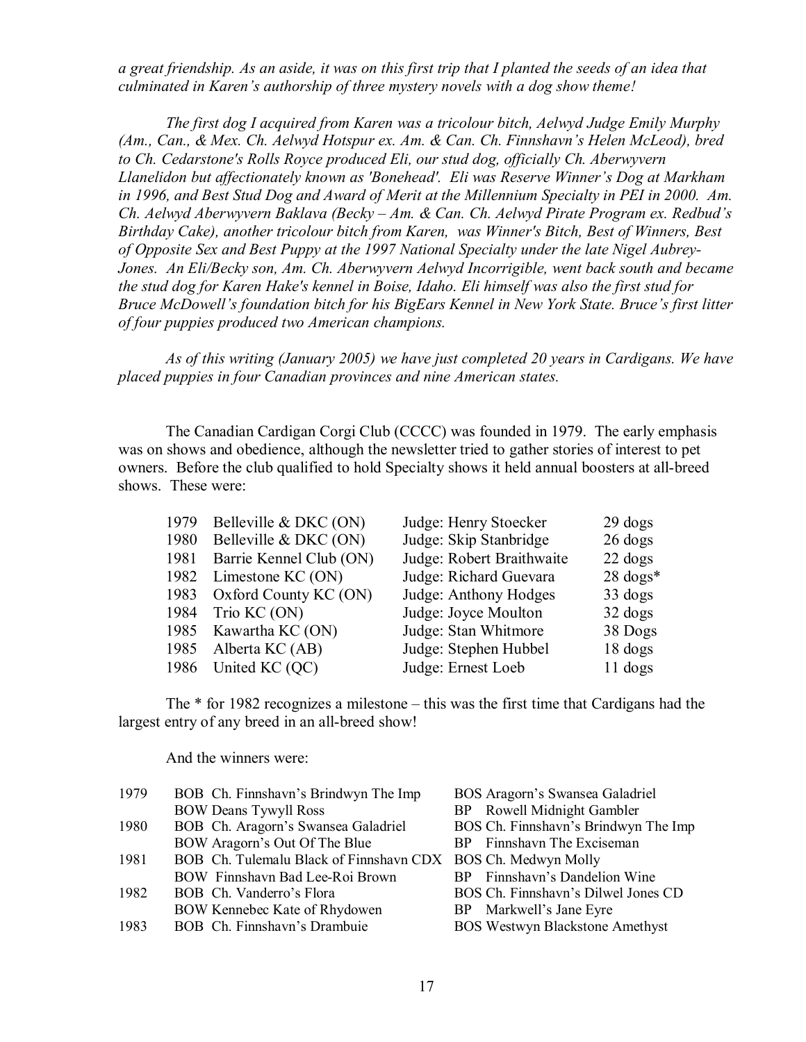*a great friendship. As an aside, it was on this first trip that I planted the seeds of an idea that culminated in Karen's authorship of three mystery novels with a dog show theme!*

*The first dog I acquired from Karen was a tricolour bitch, Aelwyd Judge Emily Murphy (Am., Can., & Mex. Ch. Aelwyd Hotspur ex. Am. & Can. Ch. Finnshavn's Helen McLeod), bred to Ch. Cedarstone's Rolls Royce produced Eli, our stud dog, officially Ch. Aberwyvern Llanelidon but affectionately known as 'Bonehead'. Eli was Reserve Winner's Dog at Markham in 1996, and Best Stud Dog and Award of Merit at the Millennium Specialty in PEI in 2000. Am. Ch. Aelwyd Aberwyvern Baklava (Becky – Am. & Can. Ch. Aelwyd Pirate Program ex. Redbud's Birthday Cake), another tricolour bitch from Karen, was Winner's Bitch, Best of Winners, Best of Opposite Sex and Best Puppy at the 1997 National Specialty under the late Nigel Aubrey-Jones. An Eli/Becky son, Am. Ch. Aberwyvern Aelwyd Incorrigible, went back south and became the stud dog for Karen Hake's kennel in Boise, Idaho. Eli himself was also the first stud for Bruce McDowell's foundation bitch for his BigEars Kennel in New York State. Bruce's first litter of four puppies produced two American champions.*

*As of this writing (January 2005) we have just completed 20 years in Cardigans. We have placed puppies in four Canadian provinces and nine American states.*

The Canadian Cardigan Corgi Club (CCCC) was founded in 1979. The early emphasis was on shows and obedience, although the newsletter tried to gather stories of interest to pet owners. Before the club qualified to hold Specialty shows it held annual boosters at all-breed shows. These were:

| Year | Show | Judge | Entry |
|---|---|---|---|
| 1979 | Belleville & DKC (ON) | Judge: Henry Stoecker | 29 dogs |
| 1980 | Belleville & DKC (ON) | Judge: Skip Stanbridge | 26 dogs |
| 1981 | Barrie Kennel Club (ON) | Judge: Robert Braithwaite | 22 dogs |
| 1982 | Limestone KC (ON) | Judge: Richard Guevara | 28 dogs* |
| 1983 | Oxford County KC (ON) | Judge: Anthony Hodges | 33 dogs |
| 1984 | Trio KC (ON) | Judge: Joyce Moulton | 32 dogs |
| 1985 | Kawartha KC (ON) | Judge: Stan Whitmore | 38 Dogs |
| 1985 | Alberta KC (AB) | Judge: Stephen Hubbel | 18 dogs |
| 1986 | United KC (QC) | Judge: Ernest Loeb | 11 dogs |

The * for 1982 recognizes a milestone – this was the first time that Cardigans had the largest entry of any breed in an all-breed show!

And the winners were:

| Year | | |
|---|---|---|
| 1979 | BOB Ch. Finnshavn's Brindwyn The Imp | BOS Aragorn's Swansea Galadriel |
| | BOW Deans Tywyll Ross | BP Rowell Midnight Gambler |
| 1980 | BOB Ch. Aragorn's Swansea Galadriel | BOS Ch. Finnshavn's Brindwyn The Imp |
| | BOW Aragorn's Out Of The Blue | BP Finnshavn The Exciseman |
| 1981 | BOB Ch. Tulemalu Black of Finnshavn CDX | BOS Ch. Medwyn Molly |
| | BOW Finnshavn Bad Lee-Roi Brown | BP Finnshavn's Dandelion Wine |
| 1982 | BOB Ch. Vanderro's Flora | BOS Ch. Finnshavn's Dilwel Jones CD |
| | BOW Kennebec Kate of Rhydowen | BP Markwell's Jane Eyre |
| 1983 | BOB Ch. Finnshavn's Drambuie | BOS Westwyn Blackstone Amethyst |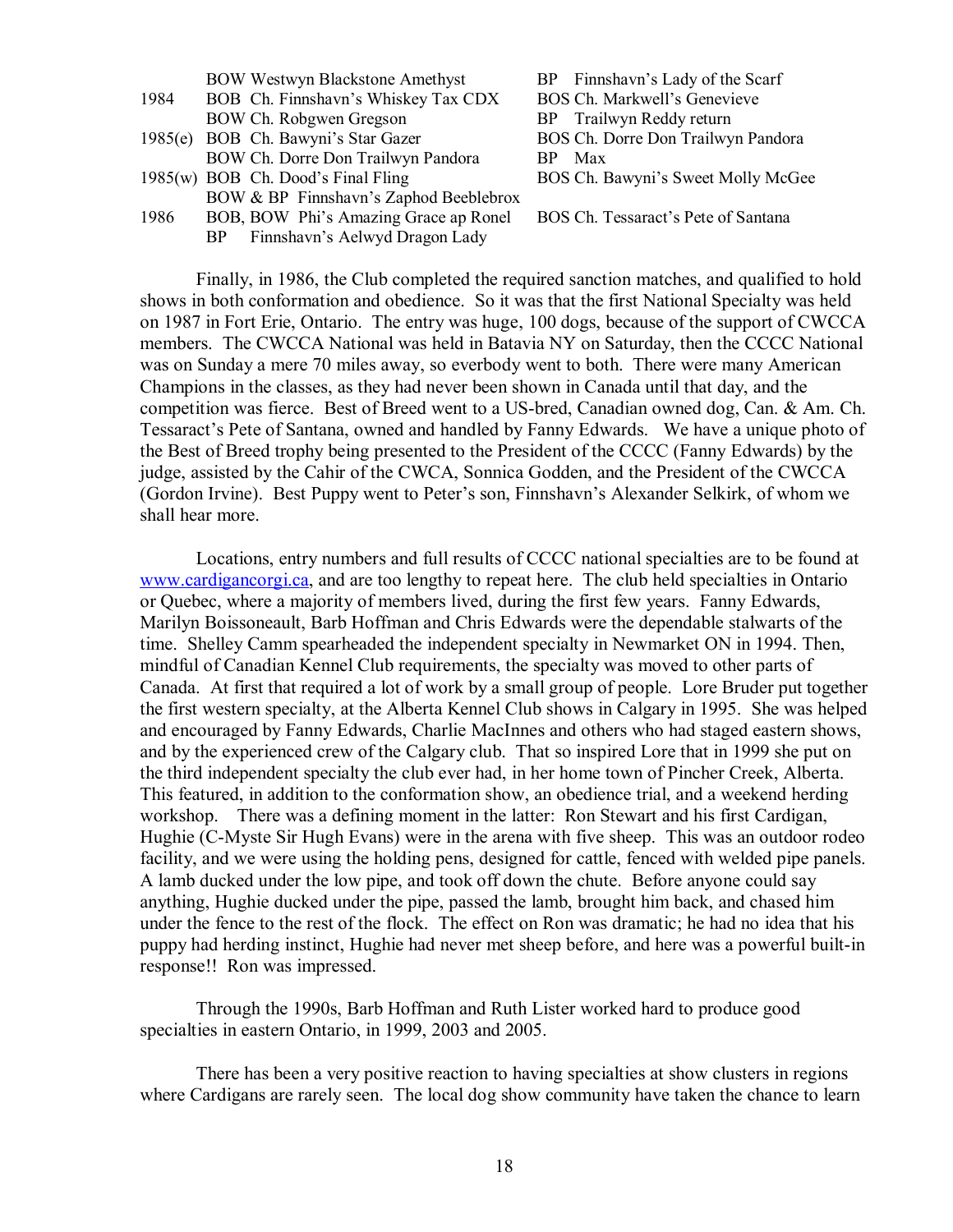| | | |
|---|---|---|
| | BOW Westwyn Blackstone Amethyst | BP Finnshavn's Lady of the Scarf |
| 1984 | BOB Ch. Finnshavn's Whiskey Tax CDX | BOS Ch. Markwell's Genevieve |
| | BOW Ch. Robgwen Gregson | BP Trailwyn Reddy return |
| 1985(e) | BOB Ch. Bawyni's Star Gazer | BOS Ch. Dorre Don Trailwyn Pandora |
| | BOW Ch. Dorre Don Trailwyn Pandora | BP Max |
| 1985(w) | BOB Ch. Dood's Final Fling | BOS Ch. Bawyni's Sweet Molly McGee |
| | BOW & BP Finnshavn's Zaphod Beeblebrox | |
| 1986 | BOB, BOW Phi's Amazing Grace ap Ronel | BOS Ch. Tessaract's Pete of Santana |
| | BP Finnshavn's Aelwyd Dragon Lady | |

Finally, in 1986, the Club completed the required sanction matches, and qualified to hold shows in both conformation and obedience. So it was that the first National Specialty was held on 1987 in Fort Erie, Ontario. The entry was huge, 100 dogs, because of the support of CWCCA members. The CWCCA National was held in Batavia NY on Saturday, then the CCCC National was on Sunday a mere 70 miles away, so everbody went to both. There were many American Champions in the classes, as they had never been shown in Canada until that day, and the competition was fierce. Best of Breed went to a US-bred, Canadian owned dog, Can. & Am. Ch. Tessaract's Pete of Santana, owned and handled by Fanny Edwards. We have a unique photo of the Best of Breed trophy being presented to the President of the CCCC (Fanny Edwards) by the judge, assisted by the Cahir of the CWCA, Sonnica Godden, and the President of the CWCCA (Gordon Irvine). Best Puppy went to Peter's son, Finnshavn's Alexander Selkirk, of whom we shall hear more.

Locations, entry numbers and full results of CCCC national specialties are to be found at www.cardigancorgi.ca, and are too lengthy to repeat here. The club held specialties in Ontario or Quebec, where a majority of members lived, during the first few years. Fanny Edwards, Marilyn Boissoneault, Barb Hoffman and Chris Edwards were the dependable stalwarts of the time. Shelley Camm spearheaded the independent specialty in Newmarket ON in 1994. Then, mindful of Canadian Kennel Club requirements, the specialty was moved to other parts of Canada. At first that required a lot of work by a small group of people. Lore Bruder put together the first western specialty, at the Alberta Kennel Club shows in Calgary in 1995. She was helped and encouraged by Fanny Edwards, Charlie MacInnes and others who had staged eastern shows, and by the experienced crew of the Calgary club. That so inspired Lore that in 1999 she put on the third independent specialty the club ever had, in her home town of Pincher Creek, Alberta. This featured, in addition to the conformation show, an obedience trial, and a weekend herding workshop. There was a defining moment in the latter: Ron Stewart and his first Cardigan, Hughie (C-Myste Sir Hugh Evans) were in the arena with five sheep. This was an outdoor rodeo facility, and we were using the holding pens, designed for cattle, fenced with welded pipe panels. A lamb ducked under the low pipe, and took off down the chute. Before anyone could say anything, Hughie ducked under the pipe, passed the lamb, brought him back, and chased him under the fence to the rest of the flock. The effect on Ron was dramatic; he had no idea that his puppy had herding instinct, Hughie had never met sheep before, and here was a powerful built-in response!! Ron was impressed.

Through the 1990s, Barb Hoffman and Ruth Lister worked hard to produce good specialties in eastern Ontario, in 1999, 2003 and 2005.

There has been a very positive reaction to having specialties at show clusters in regions where Cardigans are rarely seen. The local dog show community have taken the chance to learn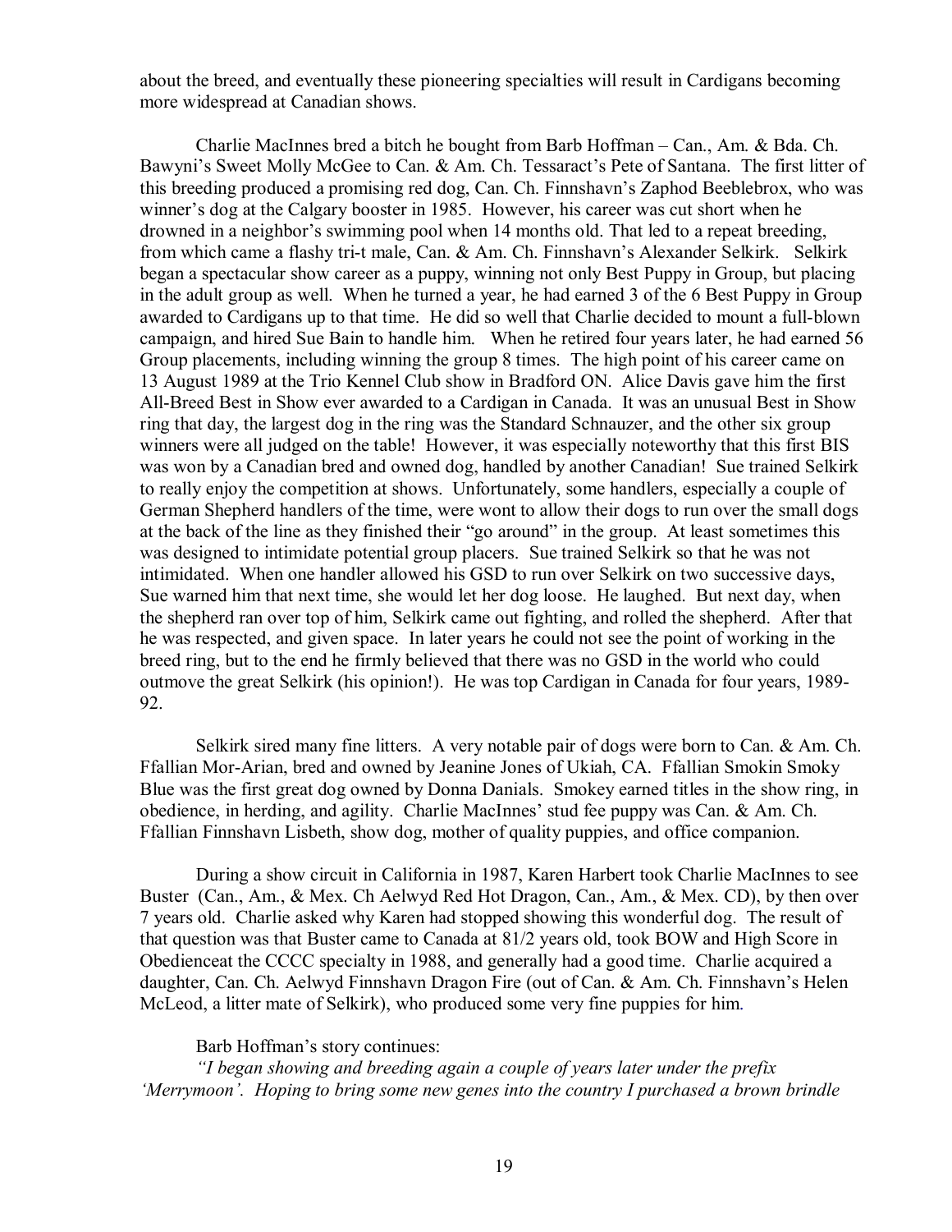about the breed, and eventually these pioneering specialties will result in Cardigans becoming more widespread at Canadian shows.

Charlie MacInnes bred a bitch he bought from Barb Hoffman – Can., Am. & Bda. Ch. Bawyni's Sweet Molly McGee to Can. & Am. Ch. Tessaract's Pete of Santana. The first litter of this breeding produced a promising red dog, Can. Ch. Finnshavn's Zaphod Beeblebrox, who was winner's dog at the Calgary booster in 1985. However, his career was cut short when he drowned in a neighbor's swimming pool when 14 months old. That led to a repeat breeding, from which came a flashy tri-t male, Can. & Am. Ch. Finnshavn's Alexander Selkirk. Selkirk began a spectacular show career as a puppy, winning not only Best Puppy in Group, but placing in the adult group as well. When he turned a year, he had earned 3 of the 6 Best Puppy in Group awarded to Cardigans up to that time. He did so well that Charlie decided to mount a full-blown campaign, and hired Sue Bain to handle him. When he retired four years later, he had earned 56 Group placements, including winning the group 8 times. The high point of his career came on 13 August 1989 at the Trio Kennel Club show in Bradford ON. Alice Davis gave him the first All-Breed Best in Show ever awarded to a Cardigan in Canada. It was an unusual Best in Show ring that day, the largest dog in the ring was the Standard Schnauzer, and the other six group winners were all judged on the table! However, it was especially noteworthy that this first BIS was won by a Canadian bred and owned dog, handled by another Canadian! Sue trained Selkirk to really enjoy the competition at shows. Unfortunately, some handlers, especially a couple of German Shepherd handlers of the time, were wont to allow their dogs to run over the small dogs at the back of the line as they finished their "go around" in the group. At least sometimes this was designed to intimidate potential group placers. Sue trained Selkirk so that he was not intimidated. When one handler allowed his GSD to run over Selkirk on two successive days, Sue warned him that next time, she would let her dog loose. He laughed. But next day, when the shepherd ran over top of him, Selkirk came out fighting, and rolled the shepherd. After that he was respected, and given space. In later years he could not see the point of working in the breed ring, but to the end he firmly believed that there was no GSD in the world who could outmove the great Selkirk (his opinion!). He was top Cardigan in Canada for four years, 1989-92.

Selkirk sired many fine litters. A very notable pair of dogs were born to Can. & Am. Ch. Ffallian Mor-Arian, bred and owned by Jeanine Jones of Ukiah, CA. Ffallian Smokin Smoky Blue was the first great dog owned by Donna Danials. Smokey earned titles in the show ring, in obedience, in herding, and agility. Charlie MacInnes' stud fee puppy was Can. & Am. Ch. Ffallian Finnshavn Lisbeth, show dog, mother of quality puppies, and office companion.

During a show circuit in California in 1987, Karen Harbert took Charlie MacInnes to see Buster (Can., Am., & Mex. Ch Aelwyd Red Hot Dragon, Can., Am., & Mex. CD), by then over 7 years old. Charlie asked why Karen had stopped showing this wonderful dog. The result of that question was that Buster came to Canada at 81/2 years old, took BOW and High Score in Obedienceat the CCCC specialty in 1988, and generally had a good time. Charlie acquired a daughter, Can. Ch. Aelwyd Finnshavn Dragon Fire (out of Can. & Am. Ch. Finnshavn's Helen McLeod, a litter mate of Selkirk), who produced some very fine puppies for him.

Barb Hoffman's story continues:

*"I began showing and breeding again a couple of years later under the prefix 'Merrymoon'. Hoping to bring some new genes into the country I purchased a brown brindle*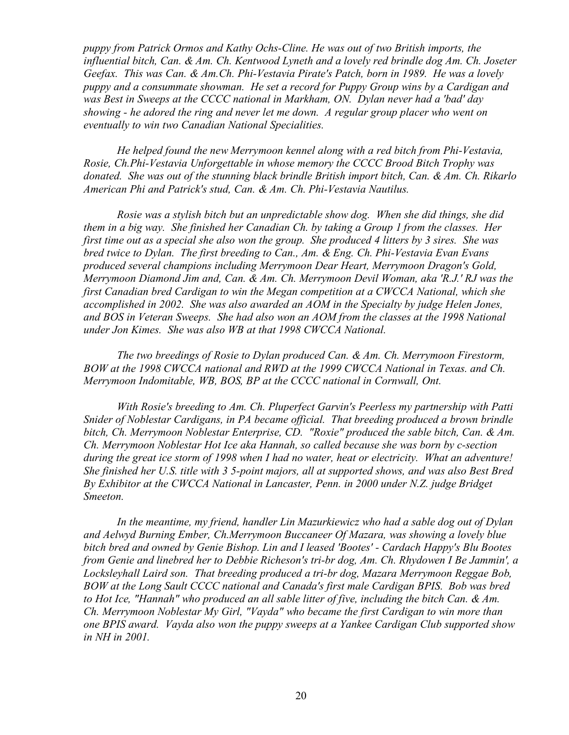*puppy from Patrick Ormos and Kathy Ochs-Cline. He was out of two British imports, the influential bitch, Can. & Am. Ch. Kentwood Lyneth and a lovely red brindle dog Am. Ch. Joseter Geefax. This was Can. & Am.Ch. Phi-Vestavia Pirate's Patch, born in 1989. He was a lovely puppy and a consummate showman. He set a record for Puppy Group wins by a Cardigan and was Best in Sweeps at the CCCC national in Markham, ON. Dylan never had a 'bad' day showing - he adored the ring and never let me down. A regular group placer who went on eventually to win two Canadian National Specialities.*

*He helped found the new Merrymoon kennel along with a red bitch from Phi-Vestavia, Rosie, Ch.Phi-Vestavia Unforgettable in whose memory the CCCC Brood Bitch Trophy was donated. She was out of the stunning black brindle British import bitch, Can. & Am. Ch. Rikarlo American Phi and Patrick's stud, Can. & Am. Ch. Phi-Vestavia Nautilus.*

*Rosie was a stylish bitch but an unpredictable show dog. When she did things, she did them in a big way. She finished her Canadian Ch. by taking a Group 1 from the classes. Her first time out as a special she also won the group. She produced 4 litters by 3 sires. She was bred twice to Dylan. The first breeding to Can., Am. & Eng. Ch. Phi-Vestavia Evan Evans produced several champions including Merrymoon Dear Heart, Merrymoon Dragon's Gold, Merrymoon Diamond Jim and, Can. & Am. Ch. Merrymoon Devil Woman, aka 'R.J.' RJ was the first Canadian bred Cardigan to win the Megan competition at a CWCCA National, which she accomplished in 2002. She was also awarded an AOM in the Specialty by judge Helen Jones, and BOS in Veteran Sweeps. She had also won an AOM from the classes at the 1998 National under Jon Kimes. She was also WB at that 1998 CWCCA National.*

*The two breedings of Rosie to Dylan produced Can. & Am. Ch. Merrymoon Firestorm, BOW at the 1998 CWCCA national and RWD at the 1999 CWCCA National in Texas. and Ch. Merrymoon Indomitable, WB, BOS, BP at the CCCC national in Cornwall, Ont.*

*With Rosie's breeding to Am. Ch. Pluperfect Garvin's Peerless my partnership with Patti Snider of Noblestar Cardigans, in PA became official. That breeding produced a brown brindle bitch, Ch. Merrymoon Noblestar Enterprise, CD. "Roxie" produced the sable bitch, Can. & Am. Ch. Merrymoon Noblestar Hot Ice aka Hannah, so called because she was born by c-section during the great ice storm of 1998 when I had no water, heat or electricity. What an adventure! She finished her U.S. title with 3 5-point majors, all at supported shows, and was also Best Bred By Exhibitor at the CWCCA National in Lancaster, Penn. in 2000 under N.Z. judge Bridget Smeeton.*

*In the meantime, my friend, handler Lin Mazurkiewicz who had a sable dog out of Dylan and Aelwyd Burning Ember, Ch.Merrymoon Buccaneer Of Mazara, was showing a lovely blue bitch bred and owned by Genie Bishop. Lin and I leased 'Bootes' - Cardach Happy's Blu Bootes from Genie and linebred her to Debbie Richeson's tri-br dog, Am. Ch. Rhydowen I Be Jammin', a Locksleyhall Laird son. That breeding produced a tri-br dog, Mazara Merrymoon Reggae Bob, BOW at the Long Sault CCCC national and Canada's first male Cardigan BPIS. Bob was bred to Hot Ice, "Hannah" who produced an all sable litter of five, including the bitch Can. & Am. Ch. Merrymoon Noblestar My Girl, "Vayda" who became the first Cardigan to win more than one BPIS award. Vayda also won the puppy sweeps at a Yankee Cardigan Club supported show in NH in 2001.*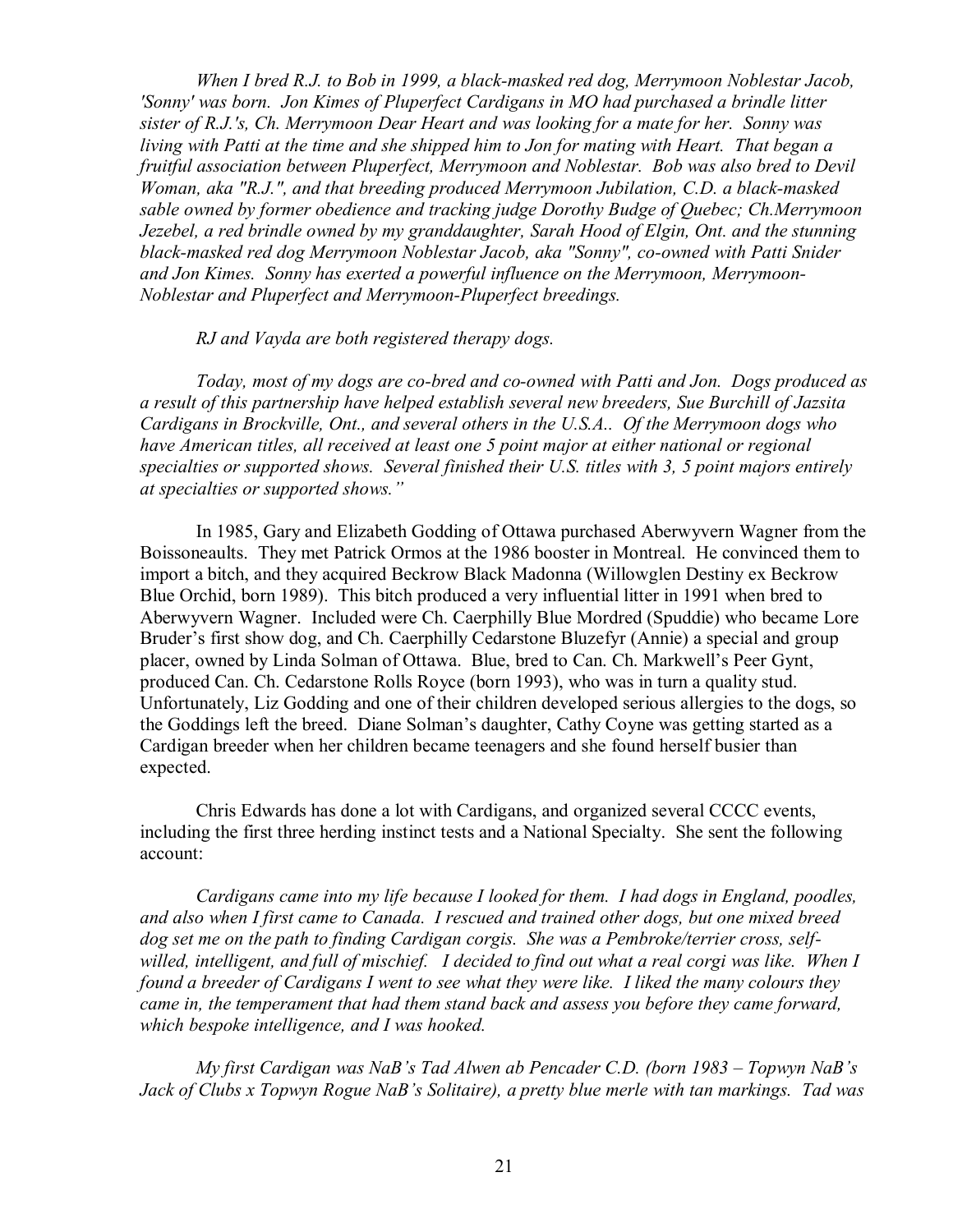*When I bred R.J. to Bob in 1999, a black-masked red dog, Merrymoon Noblestar Jacob, 'Sonny' was born. Jon Kimes of Pluperfect Cardigans in MO had purchased a brindle litter sister of R.J.'s, Ch. Merrymoon Dear Heart and was looking for a mate for her. Sonny was living with Patti at the time and she shipped him to Jon for mating with Heart. That began a fruitful association between Pluperfect, Merrymoon and Noblestar. Bob was also bred to Devil Woman, aka "R.J.", and that breeding produced Merrymoon Jubilation, C.D. a black-masked sable owned by former obedience and tracking judge Dorothy Budge of Quebec; Ch.Merrymoon Jezebel, a red brindle owned by my granddaughter, Sarah Hood of Elgin, Ont. and the stunning black-masked red dog Merrymoon Noblestar Jacob, aka "Sonny", co-owned with Patti Snider and Jon Kimes. Sonny has exerted a powerful influence on the Merrymoon, Merrymoon-Noblestar and Pluperfect and Merrymoon-Pluperfect breedings.*

*RJ and Vayda are both registered therapy dogs.*

*Today, most of my dogs are co-bred and co-owned with Patti and Jon. Dogs produced as a result of this partnership have helped establish several new breeders, Sue Burchill of Jazsita Cardigans in Brockville, Ont., and several others in the U.S.A.. Of the Merrymoon dogs who have American titles, all received at least one 5 point major at either national or regional specialties or supported shows. Several finished their U.S. titles with 3, 5 point majors entirely at specialties or supported shows."*

In 1985, Gary and Elizabeth Godding of Ottawa purchased Aberwyvern Wagner from the Boissoneaults. They met Patrick Ormos at the 1986 booster in Montreal. He convinced them to import a bitch, and they acquired Beckrow Black Madonna (Willowglen Destiny ex Beckrow Blue Orchid, born 1989). This bitch produced a very influential litter in 1991 when bred to Aberwyvern Wagner. Included were Ch. Caerphilly Blue Mordred (Spuddie) who became Lore Bruder's first show dog, and Ch. Caerphilly Cedarstone Bluzefyr (Annie) a special and group placer, owned by Linda Solman of Ottawa. Blue, bred to Can. Ch. Markwell's Peer Gynt, produced Can. Ch. Cedarstone Rolls Royce (born 1993), who was in turn a quality stud. Unfortunately, Liz Godding and one of their children developed serious allergies to the dogs, so the Goddings left the breed. Diane Solman's daughter, Cathy Coyne was getting started as a Cardigan breeder when her children became teenagers and she found herself busier than expected.

Chris Edwards has done a lot with Cardigans, and organized several CCCC events, including the first three herding instinct tests and a National Specialty. She sent the following account:

*Cardigans came into my life because I looked for them. I had dogs in England, poodles, and also when I first came to Canada. I rescued and trained other dogs, but one mixed breed dog set me on the path to finding Cardigan corgis. She was a Pembroke/terrier cross, self-willed, intelligent, and full of mischief. I decided to find out what a real corgi was like. When I found a breeder of Cardigans I went to see what they were like. I liked the many colours they came in, the temperament that had them stand back and assess you before they came forward, which bespoke intelligence, and I was hooked.*

*My first Cardigan was NaB's Tad Alwen ab Pencader C.D. (born 1983 – Topwyn NaB's Jack of Clubs x Topwyn Rogue NaB's Solitaire), a pretty blue merle with tan markings. Tad was*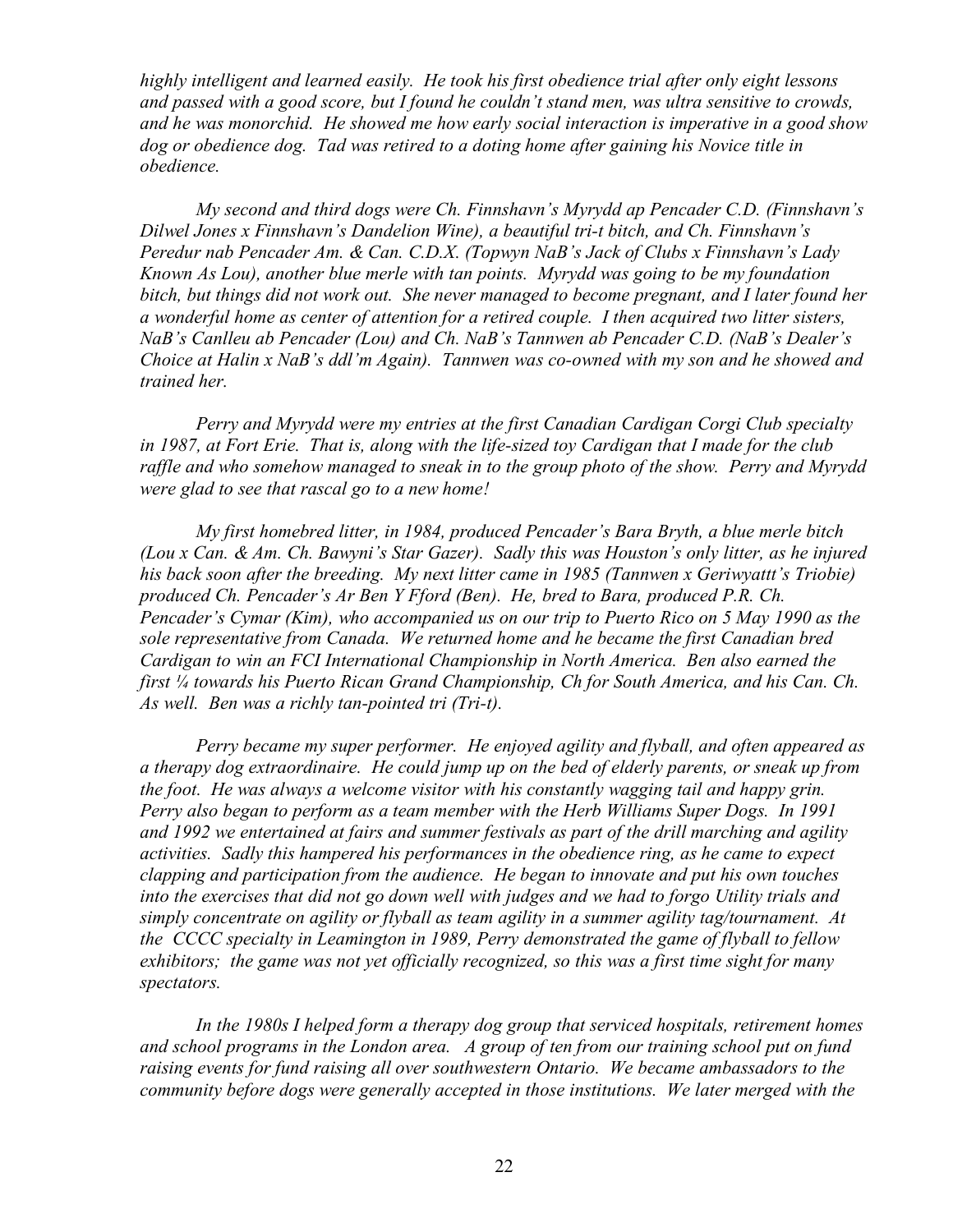*highly intelligent and learned easily. He took his first obedience trial after only eight lessons and passed with a good score, but I found he couldn't stand men, was ultra sensitive to crowds, and he was monorchid. He showed me how early social interaction is imperative in a good show dog or obedience dog. Tad was retired to a doting home after gaining his Novice title in obedience.*

*My second and third dogs were Ch. Finnshavn's Myrydd ap Pencader C.D. (Finnshavn's Dilwel Jones x Finnshavn's Dandelion Wine), a beautiful tri-t bitch, and Ch. Finnshavn's Peredur nab Pencader Am. & Can. C.D.X. (Topwyn NaB's Jack of Clubs x Finnshavn's Lady Known As Lou), another blue merle with tan points. Myrydd was going to be my foundation bitch, but things did not work out. She never managed to become pregnant, and I later found her a wonderful home as center of attention for a retired couple. I then acquired two litter sisters, NaB's Canlleu ab Pencader (Lou) and Ch. NaB's Tannwen ab Pencader C.D. (NaB's Dealer's Choice at Halin x NaB's ddl'm Again). Tannwen was co-owned with my son and he showed and trained her.*

*Perry and Myrydd were my entries at the first Canadian Cardigan Corgi Club specialty in 1987, at Fort Erie. That is, along with the life-sized toy Cardigan that I made for the club raffle and who somehow managed to sneak in to the group photo of the show. Perry and Myrydd were glad to see that rascal go to a new home!*

*My first homebred litter, in 1984, produced Pencader's Bara Bryth, a blue merle bitch (Lou x Can. & Am. Ch. Bawyni's Star Gazer). Sadly this was Houston's only litter, as he injured his back soon after the breeding. My next litter came in 1985 (Tannwen x Geriwyatt's Triobie) produced Ch. Pencader's Ar Ben Y Fford (Ben). He, bred to Bara, produced P.R. Ch. Pencader's Cymar (Kim), who accompanied us on our trip to Puerto Rico on 5 May 1990 as the sole representative from Canada. We returned home and he became the first Canadian bred Cardigan to win an FCI International Championship in North America. Ben also earned the first ¼ towards his Puerto Rican Grand Championship, Ch for South America, and his Can. Ch. As well. Ben was a richly tan-pointed tri (Tri-t).*

*Perry became my super performer. He enjoyed agility and flyball, and often appeared as a therapy dog extraordinaire. He could jump up on the bed of elderly parents, or sneak up from the foot. He was always a welcome visitor with his constantly wagging tail and happy grin. Perry also began to perform as a team member with the Herb Williams Super Dogs. In 1991 and 1992 we entertained at fairs and summer festivals as part of the drill marching and agility activities. Sadly this hampered his performances in the obedience ring, as he came to expect clapping and participation from the audience. He began to innovate and put his own touches into the exercises that did not go down well with judges and we had to forgo Utility trials and simply concentrate on agility or flyball as team agility in a summer agility tag/tournament. At the CCCC specialty in Leamington in 1989, Perry demonstrated the game of flyball to fellow exhibitors; the game was not yet officially recognized, so this was a first time sight for many spectators.*

*In the 1980s I helped form a therapy dog group that serviced hospitals, retirement homes and school programs in the London area. A group of ten from our training school put on fund raising events for fund raising all over southwestern Ontario. We became ambassadors to the community before dogs were generally accepted in those institutions. We later merged with the*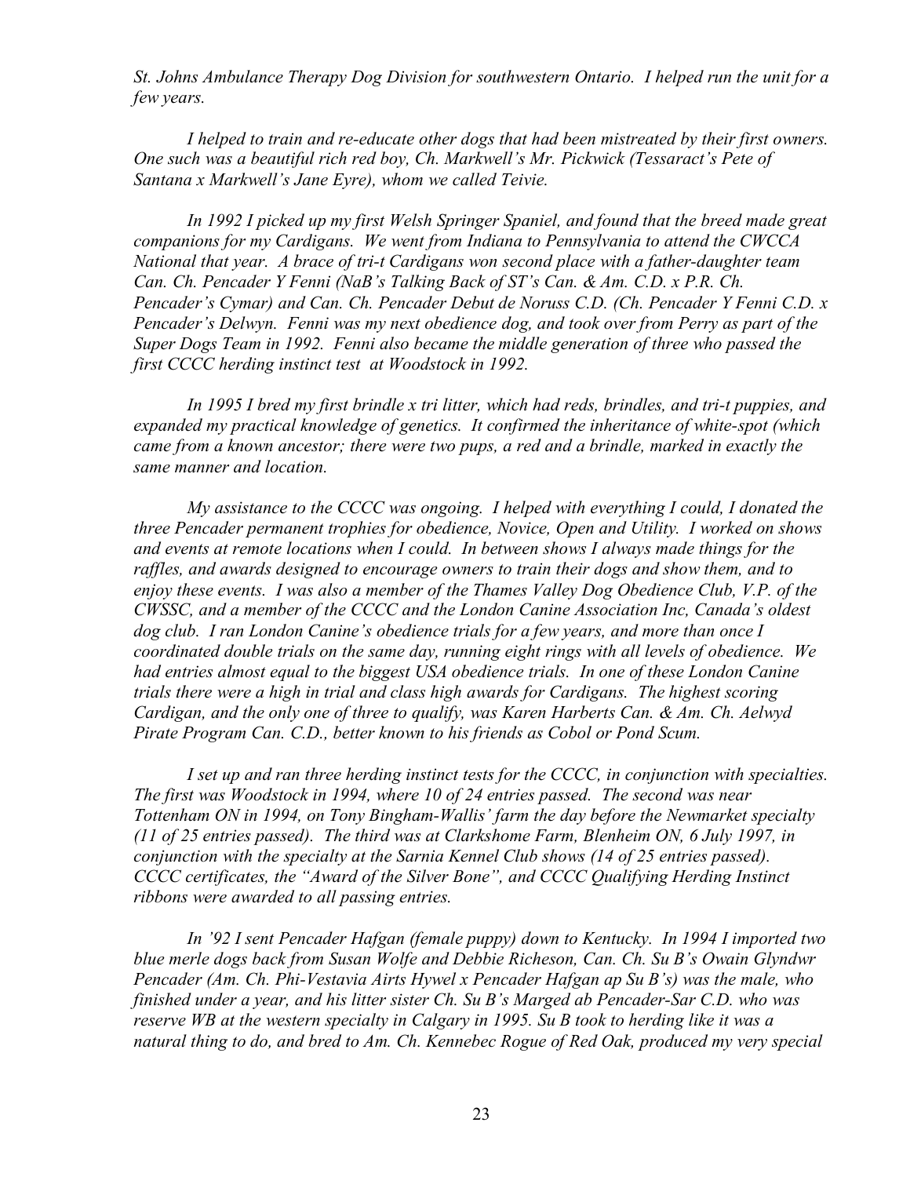*St. Johns Ambulance Therapy Dog Division for southwestern Ontario. I helped run the unit for a few years.*

*I helped to train and re-educate other dogs that had been mistreated by their first owners. One such was a beautiful rich red boy, Ch. Markwell's Mr. Pickwick (Tessaract's Pete of Santana x Markwell's Jane Eyre), whom we called Teivie.*

*In 1992 I picked up my first Welsh Springer Spaniel, and found that the breed made great companions for my Cardigans. We went from Indiana to Pennsylvania to attend the CWCCA National that year. A brace of tri-t Cardigans won second place with a father-daughter team Can. Ch. Pencader Y Fenni (NaB's Talking Back of ST's Can. & Am. C.D. x P.R. Ch. Pencader's Cymar) and Can. Ch. Pencader Debut de Noruss C.D. (Ch. Pencader Y Fenni C.D. x Pencader's Delwyn. Fenni was my next obedience dog, and took over from Perry as part of the Super Dogs Team in 1992. Fenni also became the middle generation of three who passed the first CCCC herding instinct test at Woodstock in 1992.*

*In 1995 I bred my first brindle x tri litter, which had reds, brindles, and tri-t puppies, and expanded my practical knowledge of genetics. It confirmed the inheritance of white-spot (which came from a known ancestor; there were two pups, a red and a brindle, marked in exactly the same manner and location.*

*My assistance to the CCCC was ongoing. I helped with everything I could, I donated the three Pencader permanent trophies for obedience, Novice, Open and Utility. I worked on shows and events at remote locations when I could. In between shows I always made things for the raffles, and awards designed to encourage owners to train their dogs and show them, and to enjoy these events. I was also a member of the Thames Valley Dog Obedience Club, V.P. of the CWSSC, and a member of the CCCC and the London Canine Association Inc, Canada's oldest dog club. I ran London Canine's obedience trials for a few years, and more than once I coordinated double trials on the same day, running eight rings with all levels of obedience. We had entries almost equal to the biggest USA obedience trials. In one of these London Canine trials there were a high in trial and class high awards for Cardigans. The highest scoring Cardigan, and the only one of three to qualify, was Karen Harberts Can. & Am. Ch. Aelwyd Pirate Program Can. C.D., better known to his friends as Cobol or Pond Scum.*

*I set up and ran three herding instinct tests for the CCCC, in conjunction with specialties. The first was Woodstock in 1994, where 10 of 24 entries passed. The second was near Tottenham ON in 1994, on Tony Bingham-Wallis' farm the day before the Newmarket specialty (11 of 25 entries passed). The third was at Clarkshome Farm, Blenheim ON, 6 July 1997, in conjunction with the specialty at the Sarnia Kennel Club shows (14 of 25 entries passed). CCCC certificates, the "Award of the Silver Bone", and CCCC Qualifying Herding Instinct ribbons were awarded to all passing entries.*

*In '92 I sent Pencader Hafgan (female puppy) down to Kentucky. In 1994 I imported two blue merle dogs back from Susan Wolfe and Debbie Richeson, Can. Ch. Su B's Owain Glyndwr Pencader (Am. Ch. Phi-Vestavia Airts Hywel x Pencader Hafgan ap Su B's) was the male, who finished under a year, and his litter sister Ch. Su B's Marged ab Pencader-Sar C.D. who was reserve WB at the western specialty in Calgary in 1995. Su B took to herding like it was a natural thing to do, and bred to Am. Ch. Kennebec Rogue of Red Oak, produced my very special*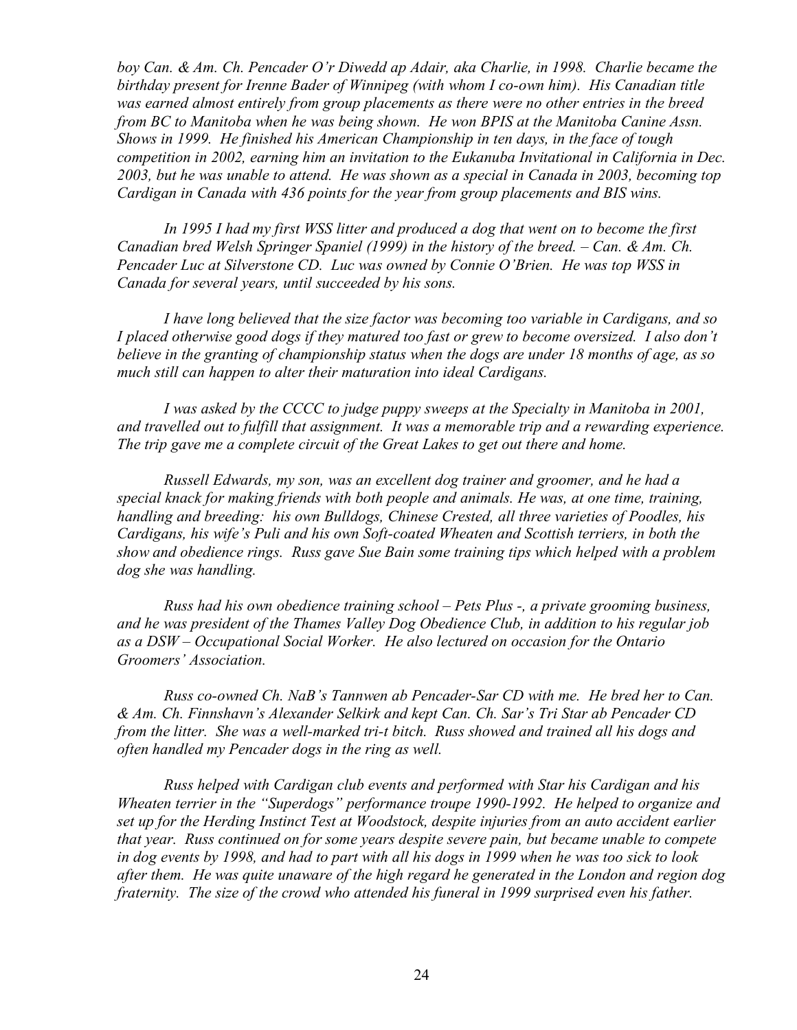*boy Can. & Am. Ch. Pencader O'r Diwedd ap Adair, aka Charlie, in 1998. Charlie became the birthday present for Irenne Bader of Winnipeg (with whom I co-own him). His Canadian title was earned almost entirely from group placements as there were no other entries in the breed from BC to Manitoba when he was being shown. He won BPIS at the Manitoba Canine Assn. Shows in 1999. He finished his American Championship in ten days, in the face of tough competition in 2002, earning him an invitation to the Eukanuba Invitational in California in Dec. 2003, but he was unable to attend. He was shown as a special in Canada in 2003, becoming top Cardigan in Canada with 436 points for the year from group placements and BIS wins.*

*In 1995 I had my first WSS litter and produced a dog that went on to become the first Canadian bred Welsh Springer Spaniel (1999) in the history of the breed. – Can. & Am. Ch. Pencader Luc at Silverstone CD. Luc was owned by Connie O'Brien. He was top WSS in Canada for several years, until succeeded by his sons.*

*I have long believed that the size factor was becoming too variable in Cardigans, and so I placed otherwise good dogs if they matured too fast or grew to become oversized. I also don't believe in the granting of championship status when the dogs are under 18 months of age, as so much still can happen to alter their maturation into ideal Cardigans.*

*I was asked by the CCCC to judge puppy sweeps at the Specialty in Manitoba in 2001, and travelled out to fulfill that assignment. It was a memorable trip and a rewarding experience. The trip gave me a complete circuit of the Great Lakes to get out there and home.*

*Russell Edwards, my son, was an excellent dog trainer and groomer, and he had a special knack for making friends with both people and animals. He was, at one time, training, handling and breeding: his own Bulldogs, Chinese Crested, all three varieties of Poodles, his Cardigans, his wife's Puli and his own Soft-coated Wheaten and Scottish terriers, in both the show and obedience rings. Russ gave Sue Bain some training tips which helped with a problem dog she was handling.*

*Russ had his own obedience training school – Pets Plus -, a private grooming business, and he was president of the Thames Valley Dog Obedience Club, in addition to his regular job as a DSW – Occupational Social Worker. He also lectured on occasion for the Ontario Groomers' Association.*

*Russ co-owned Ch. NaB's Tannwen ab Pencader-Sar CD with me. He bred her to Can. & Am. Ch. Finnshavn's Alexander Selkirk and kept Can. Ch. Sar's Tri Star ab Pencader CD from the litter. She was a well-marked tri-t bitch. Russ showed and trained all his dogs and often handled my Pencader dogs in the ring as well.*

*Russ helped with Cardigan club events and performed with Star his Cardigan and his Wheaten terrier in the "Superdogs" performance troupe 1990-1992. He helped to organize and set up for the Herding Instinct Test at Woodstock, despite injuries from an auto accident earlier that year. Russ continued on for some years despite severe pain, but became unable to compete in dog events by 1998, and had to part with all his dogs in 1999 when he was too sick to look after them. He was quite unaware of the high regard he generated in the London and region dog fraternity. The size of the crowd who attended his funeral in 1999 surprised even his father.*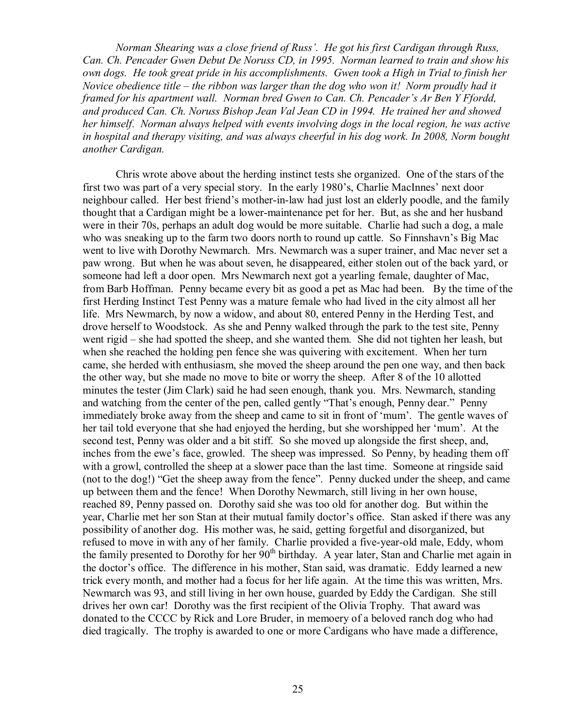*Norman Shearing was a close friend of Russ'. He got his first Cardigan through Russ, Can. Ch. Pencader Gwen Debut De Noruss CD, in 1995. Norman learned to train and show his own dogs. He took great pride in his accomplishments. Gwen took a High in Trial to finish her Novice obedience title – the ribbon was larger than the dog who won it! Norm proudly had it framed for his apartment wall. Norman bred Gwen to Can. Ch. Pencader's Ar Ben Y Ffordd, and produced Can. Ch. Noruss Bishop Jean Val Jean CD in 1994. He trained her and showed her himself. Norman always helped with events involving dogs in the local region, he was active in hospital and therapy visiting, and was always cheerful in his dog work. In 2008, Norm bought another Cardigan.*

Chris wrote above about the herding instinct tests she organized. One of the stars of the first two was part of a very special story. In the early 1980's, Charlie MacInnes' next door neighbour called. Her best friend's mother-in-law had just lost an elderly poodle, and the family thought that a Cardigan might be a lower-maintenance pet for her. But, as she and her husband were in their 70s, perhaps an adult dog would be more suitable. Charlie had such a dog, a male who was sneaking up to the farm two doors north to round up cattle. So Finnshavn's Big Mac went to live with Dorothy Newmarch. Mrs. Newmarch was a super trainer, and Mac never set a paw wrong. But when he was about seven, he disappeared, either stolen out of the back yard, or someone had left a door open. Mrs Newmarch next got a yearling female, daughter of Mac, from Barb Hoffman. Penny became every bit as good a pet as Mac had been. By the time of the first Herding Instinct Test Penny was a mature female who had lived in the city almost all her life. Mrs Newmarch, by now a widow, and about 80, entered Penny in the Herding Test, and drove herself to Woodstock. As she and Penny walked through the park to the test site, Penny went rigid – she had spotted the sheep, and she wanted them. She did not tighten her leash, but when she reached the holding pen fence she was quivering with excitement. When her turn came, she herded with enthusiasm, she moved the sheep around the pen one way, and then back the other way, but she made no move to bite or worry the sheep. After 8 of the 10 allotted minutes the tester (Jim Clark) said he had seen enough, thank you. Mrs. Newmarch, standing and watching from the center of the pen, called gently "That's enough, Penny dear." Penny immediately broke away from the sheep and came to sit in front of 'mum'. The gentle waves of her tail told everyone that she had enjoyed the herding, but she worshipped her 'mum'. At the second test, Penny was older and a bit stiff. So she moved up alongside the first sheep, and, inches from the ewe's face, growled. The sheep was impressed. So Penny, by heading them off with a growl, controlled the sheep at a slower pace than the last time. Someone at ringside said (not to the dog!) "Get the sheep away from the fence". Penny ducked under the sheep, and came up between them and the fence! When Dorothy Newmarch, still living in her own house, reached 89, Penny passed on. Dorothy said she was too old for another dog. But within the year, Charlie met her son Stan at their mutual family doctor's office. Stan asked if there was any possibility of another dog. His mother was, he said, getting forgetful and disorganized, but refused to move in with any of her family. Charlie provided a five-year-old male, Eddy, whom the family presented to Dorothy for her 90th birthday. A year later, Stan and Charlie met again in the doctor's office. The difference in his mother, Stan said, was dramatic. Eddy learned a new trick every month, and mother had a focus for her life again. At the time this was written, Mrs. Newmarch was 93, and still living in her own house, guarded by Eddy the Cardigan. She still drives her own car! Dorothy was the first recipient of the Olivia Trophy. That award was donated to the CCCC by Rick and Lore Bruder, in memoery of a beloved ranch dog who had died tragically. The trophy is awarded to one or more Cardigans who have made a difference,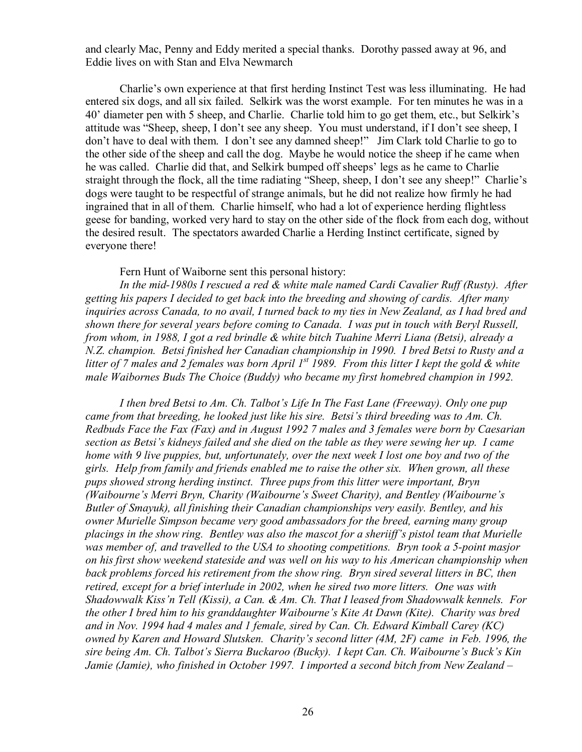and clearly Mac, Penny and Eddy merited a special thanks. Dorothy passed away at 96, and Eddie lives on with Stan and Elva Newmarch

Charlie's own experience at that first herding Instinct Test was less illuminating. He had entered six dogs, and all six failed. Selkirk was the worst example. For ten minutes he was in a 40' diameter pen with 5 sheep, and Charlie. Charlie told him to go get them, etc., but Selkirk's attitude was "Sheep, sheep, I don't see any sheep. You must understand, if I don't see sheep, I don't have to deal with them. I don't see any damned sheep!" Jim Clark told Charlie to go to the other side of the sheep and call the dog. Maybe he would notice the sheep if he came when he was called. Charlie did that, and Selkirk bumped off sheeps' legs as he came to Charlie straight through the flock, all the time radiating "Sheep, sheep, I don't see any sheep!" Charlie's dogs were taught to be respectful of strange animals, but he did not realize how firmly he had ingrained that in all of them. Charlie himself, who had a lot of experience herding flightless geese for banding, worked very hard to stay on the other side of the flock from each dog, without the desired result. The spectators awarded Charlie a Herding Instinct certificate, signed by everyone there!

Fern Hunt of Waiborne sent this personal history:

*In the mid-1980s I rescued a red & white male named Cardi Cavalier Ruff (Rusty). After getting his papers I decided to get back into the breeding and showing of cardis. After many inquiries across Canada, to no avail, I turned back to my ties in New Zealand, as I had bred and shown there for several years before coming to Canada. I was put in touch with Beryl Russell, from whom, in 1988, I got a red brindle & white bitch Tuahine Merri Liana (Betsi), already a N.Z. champion. Betsi finished her Canadian championship in 1990. I bred Betsi to Rusty and a litter of 7 males and 2 females was born April 1st 1989. From this litter I kept the gold & white male Waibornes Buds The Choice (Buddy) who became my first homebred champion in 1992.*

*I then bred Betsi to Am. Ch. Talbot's Life In The Fast Lane (Freeway). Only one pup came from that breeding, he looked just like his sire. Betsi's third breeding was to Am. Ch. Redbuds Face the Fax (Fax) and in August 1992 7 males and 3 females were born by Caesarian section as Betsi's kidneys failed and she died on the table as they were sewing her up. I came home with 9 live puppies, but, unfortunately, over the next week I lost one boy and two of the girls. Help from family and friends enabled me to raise the other six. When grown, all these pups showed strong herding instinct. Three pups from this litter were important, Bryn (Waibourne's Merri Bryn, Charity (Waibourne's Sweet Charity), and Bentley (Waibourne's Butler of Smayuk), all finishing their Canadian championships very easily. Bentley, and his owner Murielle Simpson became very good ambassadors for the breed, earning many group placings in the show ring. Bentley was also the mascot for a sheriiff's pistol team that Murielle was member of, and travelled to the USA to shooting competitions. Bryn took a 5-point masjor on his first show weekend stateside and was well on his way to his American championship when back problems forced his retirement from the show ring. Bryn sired several litters in BC, then retired, except for a brief interlude in 2002, when he sired two more litters. One was with Shadowwalk Kiss'n Tell (Kissi), a Can. & Am. Ch. That I leased from Shadowwalk kennels. For the other I bred him to his granddaughter Waibourne's Kite At Dawn (Kite). Charity was bred and in Nov. 1994 had 4 males and 1 female, sired by Can. Ch. Edward Kimball Carey (KC) owned by Karen and Howard Slutsken. Charity's second litter (4M, 2F) came in Feb. 1996, the sire being Am. Ch. Talbot's Sierra Buckaroo (Bucky). I kept Can. Ch. Waibourne's Buck's Kin Jamie (Jamie), who finished in October 1997. I imported a second bitch from New Zealand –*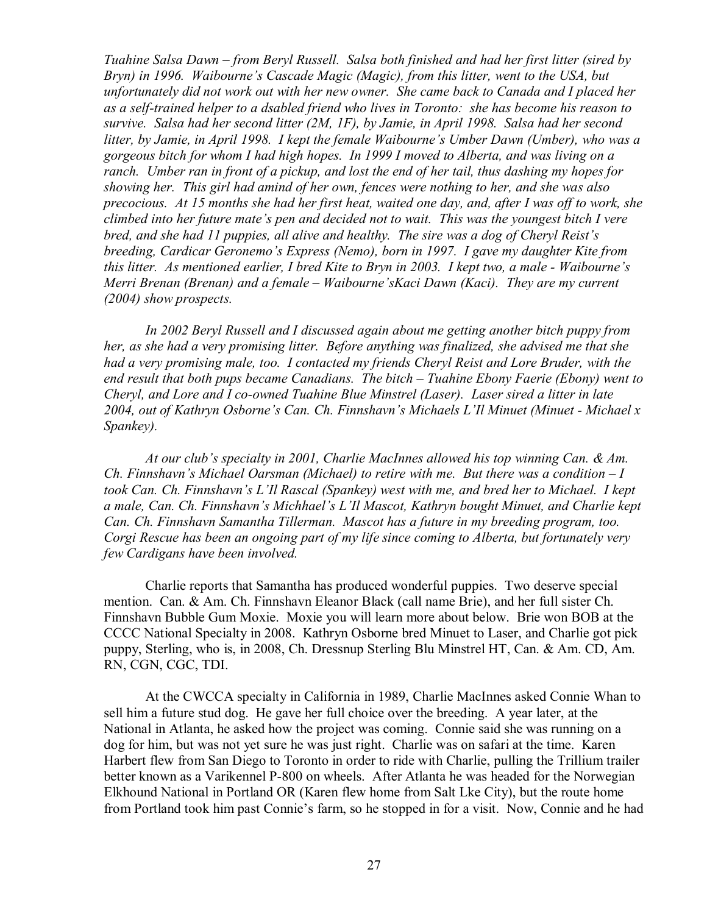*Tuahine Salsa Dawn – from Beryl Russell. Salsa both finished and had her first litter (sired by Bryn) in 1996. Waibourne's Cascade Magic (Magic), from this litter, went to the USA, but unfortunately did not work out with her new owner. She came back to Canada and I placed her as a self-trained helper to a dsabled friend who lives in Toronto: she has become his reason to survive. Salsa had her second litter (2M, 1F), by Jamie, in April 1998. Salsa had her second litter, by Jamie, in April 1998. I kept the female Waibourne's Umber Dawn (Umber), who was a gorgeous bitch for whom I had high hopes. In 1999 I moved to Alberta, and was living on a ranch. Umber ran in front of a pickup, and lost the end of her tail, thus dashing my hopes for showing her. This girl had amind of her own, fences were nothing to her, and she was also precocious. At 15 months she had her first heat, waited one day, and, after I was off to work, she climbed into her future mate's pen and decided not to wait. This was the youngest bitch I vere bred, and she had 11 puppies, all alive and healthy. The sire was a dog of Cheryl Reist's breeding, Cardicar Geronemo's Express (Nemo), born in 1997. I gave my daughter Kite from this litter. As mentioned earlier, I bred Kite to Bryn in 2003. I kept two, a male - Waibourne's Merri Brenan (Brenan) and a female – Waibourne'sKaci Dawn (Kaci). They are my current (2004) show prospects.*

*In 2002 Beryl Russell and I discussed again about me getting another bitch puppy from her, as she had a very promising litter. Before anything was finalized, she advised me that she had a very promising male, too. I contacted my friends Cheryl Reist and Lore Bruder, with the end result that both pups became Canadians. The bitch – Tuahine Ebony Faerie (Ebony) went to Cheryl, and Lore and I co-owned Tuahine Blue Minstrel (Laser). Laser sired a litter in late 2004, out of Kathryn Osborne's Can. Ch. Finnshavn's Michaels L'Il Minuet (Minuet - Michael x Spankey).*

*At our club's specialty in 2001, Charlie MacInnes allowed his top winning Can. & Am. Ch. Finnshavn's Michael Oarsman (Michael) to retire with me. But there was a condition – I took Can. Ch. Finnshavn's L'Il Rascal (Spankey) west with me, and bred her to Michael. I kept a male, Can. Ch. Finnshavn's Michhael's L'Il Mascot, Kathryn bought Minuet, and Charlie kept Can. Ch. Finnshavn Samantha Tillerman. Mascot has a future in my breeding program, too. Corgi Rescue has been an ongoing part of my life since coming to Alberta, but fortunately very few Cardigans have been involved.*

Charlie reports that Samantha has produced wonderful puppies. Two deserve special mention. Can. & Am. Ch. Finnshavn Eleanor Black (call name Brie), and her full sister Ch. Finnshavn Bubble Gum Moxie. Moxie you will learn more about below. Brie won BOB at the CCCC National Specialty in 2008. Kathryn Osborne bred Minuet to Laser, and Charlie got pick puppy, Sterling, who is, in 2008, Ch. Dressnup Sterling Blu Minstrel HT, Can. & Am. CD, Am. RN, CGN, CGC, TDI.

At the CWCCA specialty in California in 1989, Charlie MacInnes asked Connie Whan to sell him a future stud dog. He gave her full choice over the breeding. A year later, at the National in Atlanta, he asked how the project was coming. Connie said she was running on a dog for him, but was not yet sure he was just right. Charlie was on safari at the time. Karen Harbert flew from San Diego to Toronto in order to ride with Charlie, pulling the Trillium trailer better known as a Varikennel P-800 on wheels. After Atlanta he was headed for the Norwegian Elkhound National in Portland OR (Karen flew home from Salt Lke City), but the route home from Portland took him past Connie's farm, so he stopped in for a visit. Now, Connie and he had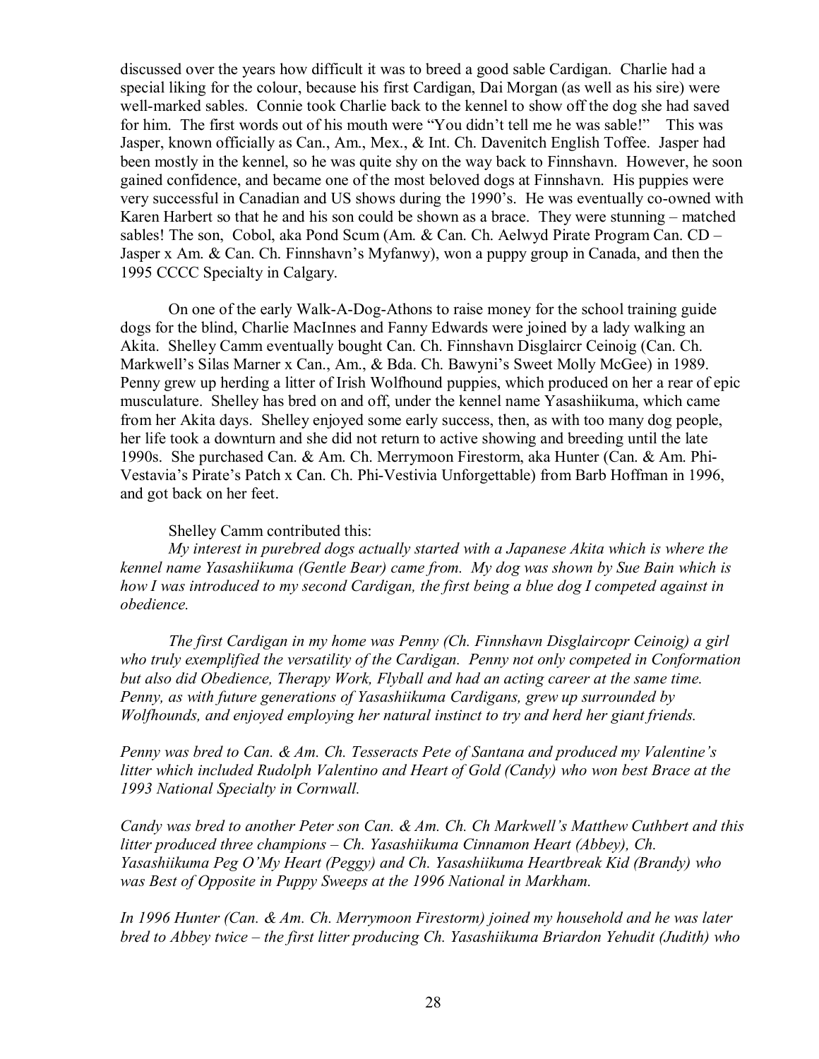discussed over the years how difficult it was to breed a good sable Cardigan. Charlie had a special liking for the colour, because his first Cardigan, Dai Morgan (as well as his sire) were well-marked sables. Connie took Charlie back to the kennel to show off the dog she had saved for him. The first words out of his mouth were "You didn't tell me he was sable!" This was Jasper, known officially as Can., Am., Mex., & Int. Ch. Davenitch English Toffee. Jasper had been mostly in the kennel, so he was quite shy on the way back to Finnshavn. However, he soon gained confidence, and became one of the most beloved dogs at Finnshavn. His puppies were very successful in Canadian and US shows during the 1990's. He was eventually co-owned with Karen Harbert so that he and his son could be shown as a brace. They were stunning – matched sables! The son, Cobol, aka Pond Scum (Am. & Can. Ch. Aelwyd Pirate Program Can. CD – Jasper x Am. & Can. Ch. Finnshavn's Myfanwy), won a puppy group in Canada, and then the 1995 CCCC Specialty in Calgary.

On one of the early Walk-A-Dog-Athons to raise money for the school training guide dogs for the blind, Charlie MacInnes and Fanny Edwards were joined by a lady walking an Akita. Shelley Camm eventually bought Can. Ch. Finnshavn Disglaircr Ceinoig (Can. Ch. Markwell's Silas Marner x Can., Am., & Bda. Ch. Bawyni's Sweet Molly McGee) in 1989. Penny grew up herding a litter of Irish Wolfhound puppies, which produced on her a rear of epic musculature. Shelley has bred on and off, under the kennel name Yasashiikuma, which came from her Akita days. Shelley enjoyed some early success, then, as with too many dog people, her life took a downturn and she did not return to active showing and breeding until the late 1990s. She purchased Can. & Am. Ch. Merrymoon Firestorm, aka Hunter (Can. & Am. Phi-Vestavia's Pirate's Patch x Can. Ch. Phi-Vestivia Unforgettable) from Barb Hoffman in 1996, and got back on her feet.

Shelley Camm contributed this:

*My interest in purebred dogs actually started with a Japanese Akita which is where the kennel name Yasashiikuma (Gentle Bear) came from. My dog was shown by Sue Bain which is how I was introduced to my second Cardigan, the first being a blue dog I competed against in obedience.*

*The first Cardigan in my home was Penny (Ch. Finnshavn Disglaircopr Ceinoig) a girl who truly exemplified the versatility of the Cardigan. Penny not only competed in Conformation but also did Obedience, Therapy Work, Flyball and had an acting career at the same time. Penny, as with future generations of Yasashiikuma Cardigans, grew up surrounded by Wolfhounds, and enjoyed employing her natural instinct to try and herd her giant friends.*

*Penny was bred to Can. & Am. Ch. Tesseracts Pete of Santana and produced my Valentine's litter which included Rudolph Valentino and Heart of Gold (Candy) who won best Brace at the 1993 National Specialty in Cornwall.*

*Candy was bred to another Peter son Can. & Am. Ch. Ch Markwell's Matthew Cuthbert and this litter produced three champions – Ch. Yasashiikuma Cinnamon Heart (Abbey), Ch. Yasashiikuma Peg O'My Heart (Peggy) and Ch. Yasashiikuma Heartbreak Kid (Brandy) who was Best of Opposite in Puppy Sweeps at the 1996 National in Markham.*

*In 1996 Hunter (Can. & Am. Ch. Merrymoon Firestorm) joined my household and he was later bred to Abbey twice – the first litter producing Ch. Yasashiikuma Briardon Yehudit (Judith) who*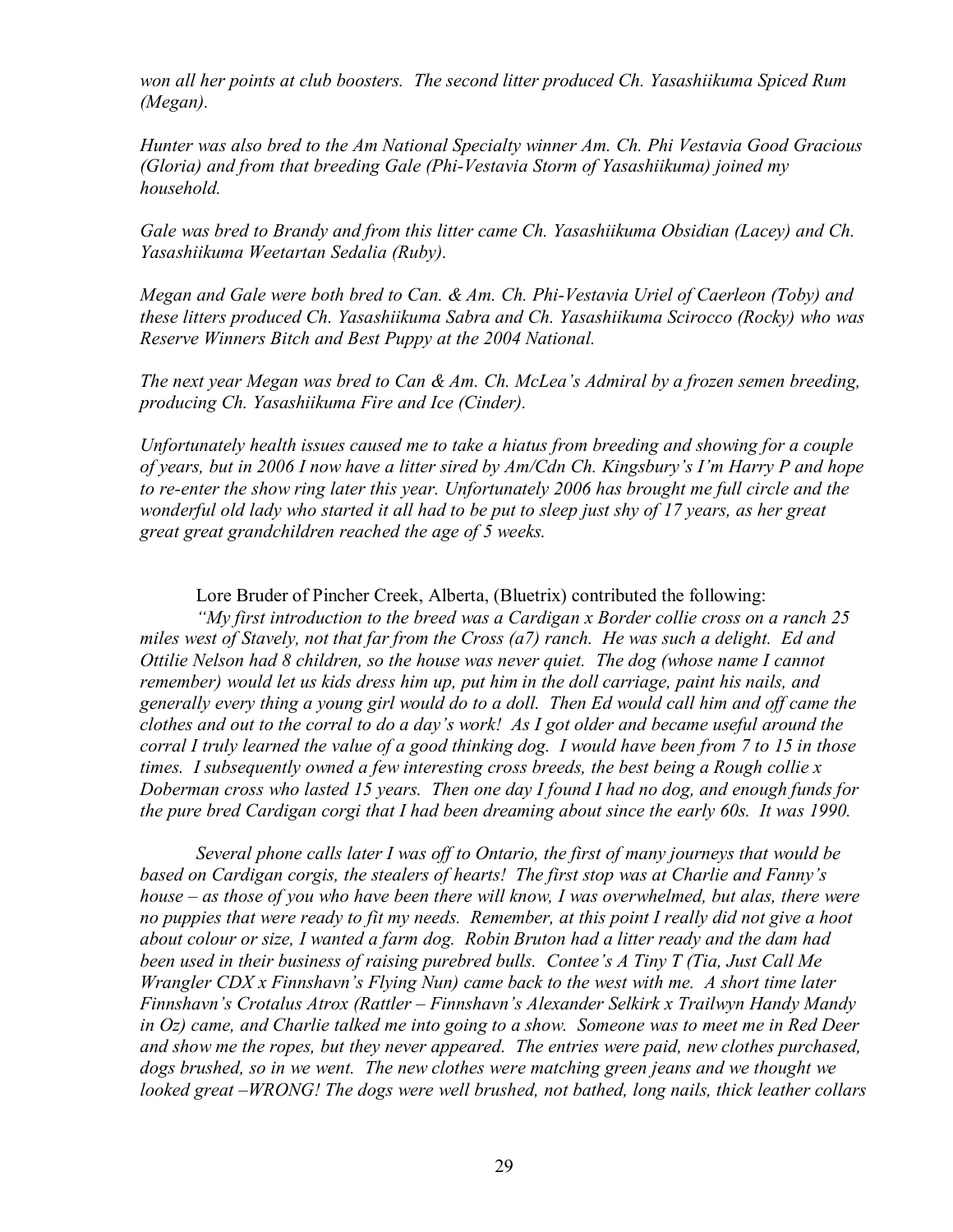*won all her points at club boosters. The second litter produced Ch. Yasashiikuma Spiced Rum (Megan).*

*Hunter was also bred to the Am National Specialty winner Am. Ch. Phi Vestavia Good Gracious (Gloria) and from that breeding Gale (Phi-Vestavia Storm of Yasashiikuma) joined my household.*

*Gale was bred to Brandy and from this litter came Ch. Yasashiikuma Obsidian (Lacey) and Ch. Yasashiikuma Weetartan Sedalia (Ruby).*

*Megan and Gale were both bred to Can. & Am. Ch. Phi-Vestavia Uriel of Caerleon (Toby) and these litters produced Ch. Yasashiikuma Sabra and Ch. Yasashiikuma Scirocco (Rocky) who was Reserve Winners Bitch and Best Puppy at the 2004 National.*

*The next year Megan was bred to Can & Am. Ch. McLea's Admiral by a frozen semen breeding, producing Ch. Yasashiikuma Fire and Ice (Cinder).*

*Unfortunately health issues caused me to take a hiatus from breeding and showing for a couple of years, but in 2006 I now have a litter sired by Am/Cdn Ch. Kingsbury's I'm Harry P and hope to re-enter the show ring later this year. Unfortunately 2006 has brought me full circle and the wonderful old lady who started it all had to be put to sleep just shy of 17 years, as her great great great grandchildren reached the age of 5 weeks.*

Lore Bruder of Pincher Creek, Alberta, (Bluetrix) contributed the following:

*"My first introduction to the breed was a Cardigan x Border collie cross on a ranch 25 miles west of Stavely, not that far from the Cross (a7) ranch. He was such a delight. Ed and Ottilie Nelson had 8 children, so the house was never quiet. The dog (whose name I cannot remember) would let us kids dress him up, put him in the doll carriage, paint his nails, and generally every thing a young girl would do to a doll. Then Ed would call him and off came the clothes and out to the corral to do a day's work! As I got older and became useful around the corral I truly learned the value of a good thinking dog. I would have been from 7 to 15 in those times. I subsequently owned a few interesting cross breeds, the best being a Rough collie x Doberman cross who lasted 15 years. Then one day I found I had no dog, and enough funds for the pure bred Cardigan corgi that I had been dreaming about since the early 60s. It was 1990.*

*Several phone calls later I was off to Ontario, the first of many journeys that would be based on Cardigan corgis, the stealers of hearts! The first stop was at Charlie and Fanny's house – as those of you who have been there will know, I was overwhelmed, but alas, there were no puppies that were ready to fit my needs. Remember, at this point I really did not give a hoot about colour or size, I wanted a farm dog. Robin Bruton had a litter ready and the dam had been used in their business of raising purebred bulls. Contee's A Tiny T (Tia, Just Call Me Wrangler CDX x Finnshavn's Flying Nun) came back to the west with me. A short time later Finnshavn's Crotalus Atrox (Rattler – Finnshavn's Alexander Selkirk x Trailwyn Handy Mandy in Oz) came, and Charlie talked me into going to a show. Someone was to meet me in Red Deer and show me the ropes, but they never appeared. The entries were paid, new clothes purchased, dogs brushed, so in we went. The new clothes were matching green jeans and we thought we looked great –WRONG! The dogs were well brushed, not bathed, long nails, thick leather collars*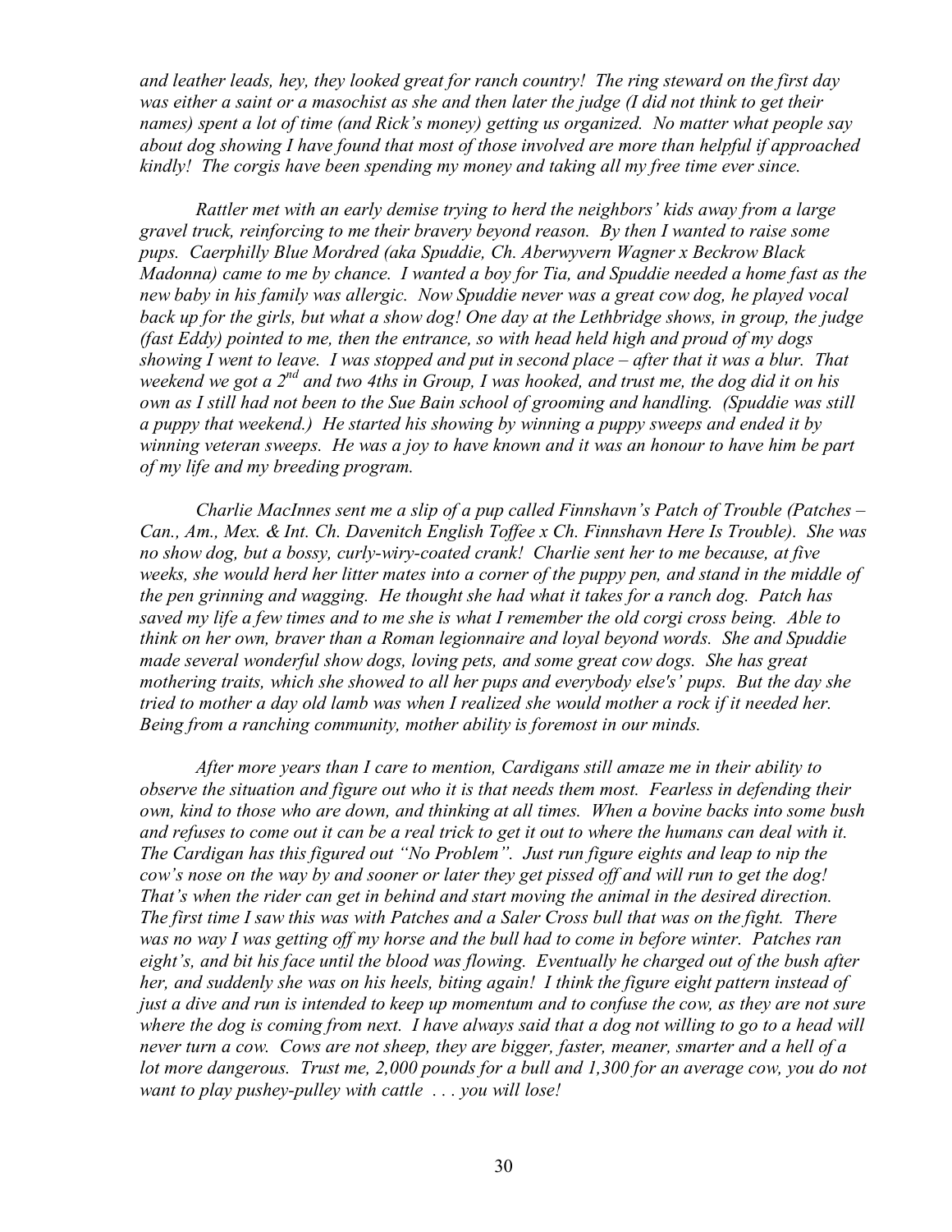*and leather leads, hey, they looked great for ranch country! The ring steward on the first day was either a saint or a masochist as she and then later the judge (I did not think to get their names) spent a lot of time (and Rick's money) getting us organized. No matter what people say about dog showing I have found that most of those involved are more than helpful if approached kindly! The corgis have been spending my money and taking all my free time ever since.*

*Rattler met with an early demise trying to herd the neighbors' kids away from a large gravel truck, reinforcing to me their bravery beyond reason. By then I wanted to raise some pups. Caerphilly Blue Mordred (aka Spuddie, Ch. Aberwyvern Wagner x Beckrow Black Madonna) came to me by chance. I wanted a boy for Tia, and Spuddie needed a home fast as the new baby in his family was allergic. Now Spuddie never was a great cow dog, he played vocal back up for the girls, but what a show dog! One day at the Lethbridge shows, in group, the judge (fast Eddy) pointed to me, then the entrance, so with head held high and proud of my dogs showing I went to leave. I was stopped and put in second place – after that it was a blur. That weekend we got a 2nd and two 4ths in Group, I was hooked, and trust me, the dog did it on his own as I still had not been to the Sue Bain school of grooming and handling. (Spuddie was still a puppy that weekend.) He started his showing by winning a puppy sweeps and ended it by winning veteran sweeps. He was a joy to have known and it was an honour to have him be part of my life and my breeding program.*

*Charlie MacInnes sent me a slip of a pup called Finnshavn's Patch of Trouble (Patches – Can., Am., Mex. & Int. Ch. Davenitch English Toffee x Ch. Finnshavn Here Is Trouble). She was no show dog, but a bossy, curly-wiry-coated crank! Charlie sent her to me because, at five weeks, she would herd her litter mates into a corner of the puppy pen, and stand in the middle of the pen grinning and wagging. He thought she had what it takes for a ranch dog. Patch has saved my life a few times and to me she is what I remember the old corgi cross being. Able to think on her own, braver than a Roman legionnaire and loyal beyond words. She and Spuddie made several wonderful show dogs, loving pets, and some great cow dogs. She has great mothering traits, which she showed to all her pups and everybody else's' pups. But the day she tried to mother a day old lamb was when I realized she would mother a rock if it needed her. Being from a ranching community, mother ability is foremost in our minds.*

*After more years than I care to mention, Cardigans still amaze me in their ability to observe the situation and figure out who it is that needs them most. Fearless in defending their own, kind to those who are down, and thinking at all times. When a bovine backs into some bush and refuses to come out it can be a real trick to get it out to where the humans can deal with it. The Cardigan has this figured out "No Problem". Just run figure eights and leap to nip the cow's nose on the way by and sooner or later they get pissed off and will run to get the dog! That's when the rider can get in behind and start moving the animal in the desired direction. The first time I saw this was with Patches and a Saler Cross bull that was on the fight. There was no way I was getting off my horse and the bull had to come in before winter. Patches ran eight's, and bit his face until the blood was flowing. Eventually he charged out of the bush after her, and suddenly she was on his heels, biting again! I think the figure eight pattern instead of just a dive and run is intended to keep up momentum and to confuse the cow, as they are not sure where the dog is coming from next. I have always said that a dog not willing to go to a head will never turn a cow. Cows are not sheep, they are bigger, faster, meaner, smarter and a hell of a lot more dangerous. Trust me, 2,000 pounds for a bull and 1,300 for an average cow, you do not want to play pushey-pulley with cattle . . . you will lose!*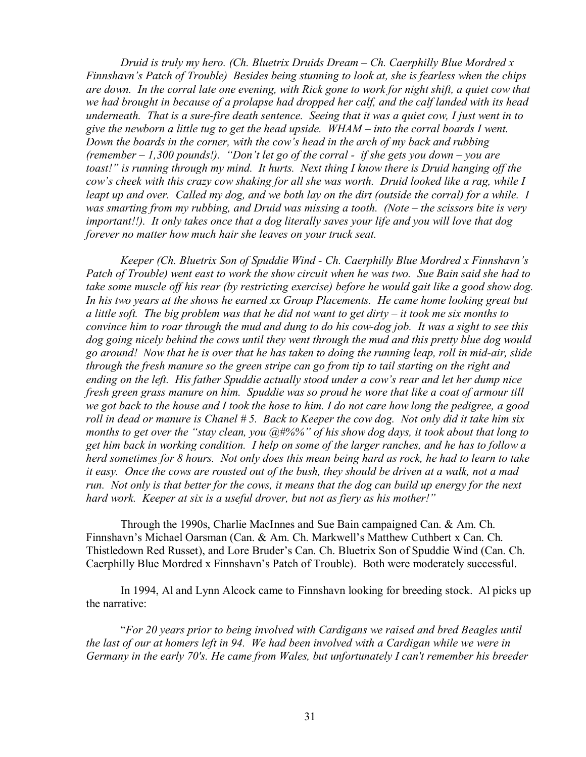*Druid is truly my hero. (Ch. Bluetrix Druids Dream – Ch. Caerphilly Blue Mordred x Finnshavn's Patch of Trouble) Besides being stunning to look at, she is fearless when the chips are down. In the corral late one evening, with Rick gone to work for night shift, a quiet cow that we had brought in because of a prolapse had dropped her calf, and the calf landed with its head underneath. That is a sure-fire death sentence. Seeing that it was a quiet cow, I just went in to give the newborn a little tug to get the head upside. WHAM – into the corral boards I went. Down the boards in the corner, with the cow's head in the arch of my back and rubbing (remember – 1,300 pounds!). "Don't let go of the corral - if she gets you down – you are toast!" is running through my mind. It hurts. Next thing I know there is Druid hanging off the cow's cheek with this crazy cow shaking for all she was worth. Druid looked like a rag, while I leapt up and over. Called my dog, and we both lay on the dirt (outside the corral) for a while. I was smarting from my rubbing, and Druid was missing a tooth. (Note – the scissors bite is very important!!). It only takes once that a dog literally saves your life and you will love that dog forever no matter how much hair she leaves on your truck seat.*

*Keeper (Ch. Bluetrix Son of Spuddie Wind - Ch. Caerphilly Blue Mordred x Finnshavn's Patch of Trouble) went east to work the show circuit when he was two. Sue Bain said she had to take some muscle off his rear (by restricting exercise) before he would gait like a good show dog. In his two years at the shows he earned xx Group Placements. He came home looking great but a little soft. The big problem was that he did not want to get dirty – it took me six months to convince him to roar through the mud and dung to do his cow-dog job. It was a sight to see this dog going nicely behind the cows until they went through the mud and this pretty blue dog would go around! Now that he is over that he has taken to doing the running leap, roll in mid-air, slide through the fresh manure so the green stripe can go from tip to tail starting on the right and ending on the left. His father Spuddie actually stood under a cow's rear and let her dump nice fresh green grass manure on him. Spuddie was so proud he wore that like a coat of armour till we got back to the house and I took the hose to him. I do not care how long the pedigree, a good roll in dead or manure is Chanel # 5. Back to Keeper the cow dog. Not only did it take him six months to get over the "stay clean, you @#%%" of his show dog days, it took about that long to get him back in working condition. I help on some of the larger ranches, and he has to follow a herd sometimes for 8 hours. Not only does this mean being hard as rock, he had to learn to take it easy. Once the cows are rousted out of the bush, they should be driven at a walk, not a mad run. Not only is that better for the cows, it means that the dog can build up energy for the next hard work. Keeper at six is a useful drover, but not as fiery as his mother!"*

Through the 1990s, Charlie MacInnes and Sue Bain campaigned Can. & Am. Ch. Finnshavn's Michael Oarsman (Can. & Am. Ch. Markwell's Matthew Cuthbert x Can. Ch. Thistledown Red Russet), and Lore Bruder's Can. Ch. Bluetrix Son of Spuddie Wind (Can. Ch. Caerphilly Blue Mordred x Finnshavn's Patch of Trouble). Both were moderately successful.

In 1994, Al and Lynn Alcock came to Finnshavn looking for breeding stock. Al picks up the narrative:

"*For 20 years prior to being involved with Cardigans we raised and bred Beagles until the last of our at homers left in 94. We had been involved with a Cardigan while we were in Germany in the early 70's. He came from Wales, but unfortunately I can't remember his breeder*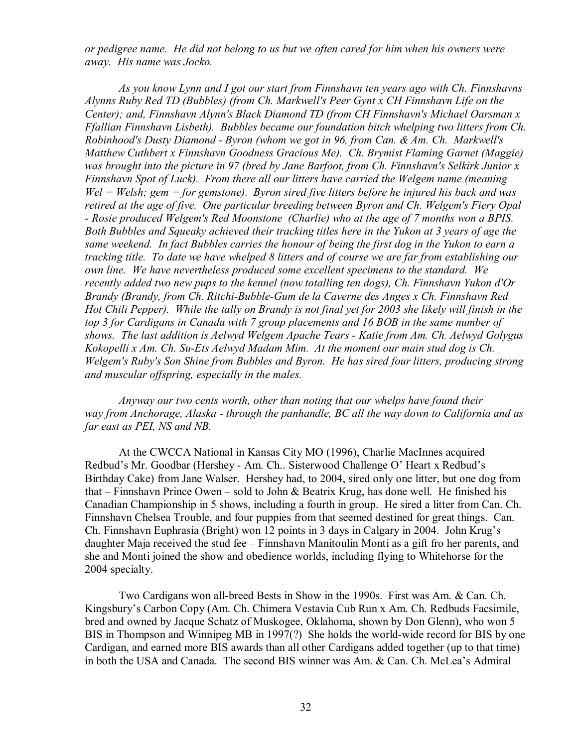*or pedigree name. He did not belong to us but we often cared for him when his owners were away. His name was Jocko.*

*As you know Lynn and I got our start from Finnshavn ten years ago with Ch. Finnshavns Alynns Ruby Red TD (Bubbles) (from Ch. Markwell's Peer Gynt x CH Finnshavn Life on the Center); and, Finnshavn Alynn's Black Diamond TD (from CH Finnshavn's Michael Oarsman x Ffallian Finnshavn Lisbeth). Bubbles became our foundation bitch whelping two litters from Ch. Robinhood's Dusty Diamond - Byron (whom we got in 96, from Can. & Am. Ch. Markwell's Matthew Cuthbert x Finnshavn Goodness Gracious Me). Ch. Brymist Flaming Garnet (Maggie) was brought into the picture in 97 (bred by Jane Barfoot, from Ch. Finnshavn's Selkirk Junior x Finnshavn Spot of Luck). From there all our litters have carried the Welgem name (meaning Wel = Welsh; gem = for gemstone). Byron sired five litters before he injured his back and was retired at the age of five. One particular breeding between Byron and Ch. Welgem's Fiery Opal - Rosie produced Welgem's Red Moonstone (Charlie) who at the age of 7 months won a BPIS. Both Bubbles and Squeaky achieved their tracking titles here in the Yukon at 3 years of age the same weekend. In fact Bubbles carries the honour of being the first dog in the Yukon to earn a tracking title. To date we have whelped 8 litters and of course we are far from establishing our own line. We have nevertheless produced some excellent specimens to the standard. We recently added two new pups to the kennel (now totalling ten dogs), Ch. Finnshavn Yukon d'Or Brandy (Brandy, from Ch. Ritchi-Bubble-Gum de la Caverne des Anges x Ch. Finnshavn Red Hot Chili Pepper). While the tally on Brandy is not final yet for 2003 she likely will finish in the top 3 for Cardigans in Canada with 7 group placements and 16 BOB in the same number of shows. The last addition is Aelwyd Welgem Apache Tears - Katie from Am. Ch. Aelwyd Golygus Kokopelli x Am. Ch. Su-Ets Aelwyd Madam Mim. At the moment our main stud dog is Ch. Welgem's Ruby's Son Shine from Bubbles and Byron. He has sired four litters, producing strong and muscular offspring, especially in the males.*

*Anyway our two cents worth, other than noting that our whelps have found their way from Anchorage, Alaska - through the panhandle, BC all the way down to California and as far east as PEI, NS and NB.*

At the CWCCA National in Kansas City MO (1996), Charlie MacInnes acquired Redbud's Mr. Goodbar (Hershey - Am. Ch.. Sisterwood Challenge O' Heart x Redbud's Birthday Cake) from Jane Walser. Hershey had, to 2004, sired only one litter, but one dog from that – Finnshavn Prince Owen – sold to John & Beatrix Krug, has done well. He finished his Canadian Championship in 5 shows, including a fourth in group. He sired a litter from Can. Ch. Finnshavn Chelsea Trouble, and four puppies from that seemed destined for great things. Can. Ch. Finnshavn Euphrasia (Bright) won 12 points in 3 days in Calgary in 2004. John Krug's daughter Maja received the stud fee – Finnshavn Manitoulin Monti as a gift fro her parents, and she and Monti joined the show and obedience worlds, including flying to Whitehorse for the 2004 specialty.

Two Cardigans won all-breed Bests in Show in the 1990s. First was Am. & Can. Ch. Kingsbury's Carbon Copy (Am. Ch. Chimera Vestavia Cub Run x Am. Ch. Redbuds Facsimile, bred and owned by Jacque Schatz of Muskogee, Oklahoma, shown by Don Glenn), who won 5 BIS in Thompson and Winnipeg MB in 1997(?) She holds the world-wide record for BIS by one Cardigan, and earned more BIS awards than all other Cardigans added together (up to that time) in both the USA and Canada. The second BIS winner was Am. & Can. Ch. McLea's Admiral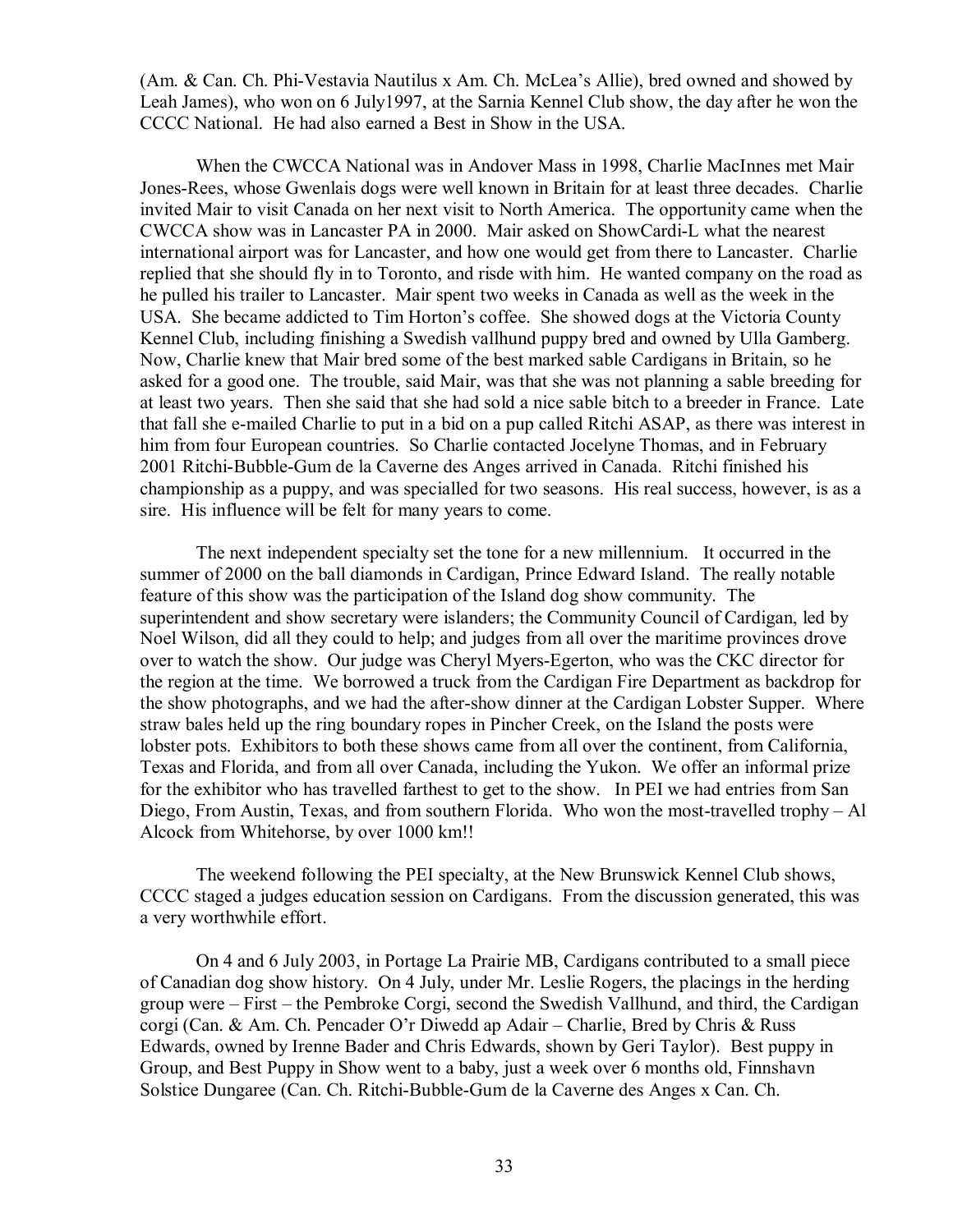(Am. & Can. Ch. Phi-Vestavia Nautilus x Am. Ch. McLea's Allie), bred owned and showed by Leah James), who won on 6 July1997, at the Sarnia Kennel Club show, the day after he won the CCCC National. He had also earned a Best in Show in the USA.

When the CWCCA National was in Andover Mass in 1998, Charlie MacInnes met Mair Jones-Rees, whose Gwenlais dogs were well known in Britain for at least three decades. Charlie invited Mair to visit Canada on her next visit to North America. The opportunity came when the CWCCA show was in Lancaster PA in 2000. Mair asked on ShowCardi-L what the nearest international airport was for Lancaster, and how one would get from there to Lancaster. Charlie replied that she should fly in to Toronto, and risde with him. He wanted company on the road as he pulled his trailer to Lancaster. Mair spent two weeks in Canada as well as the week in the USA. She became addicted to Tim Horton's coffee. She showed dogs at the Victoria County Kennel Club, including finishing a Swedish vallhund puppy bred and owned by Ulla Gamberg. Now, Charlie knew that Mair bred some of the best marked sable Cardigans in Britain, so he asked for a good one. The trouble, said Mair, was that she was not planning a sable breeding for at least two years. Then she said that she had sold a nice sable bitch to a breeder in France. Late that fall she e-mailed Charlie to put in a bid on a pup called Ritchi ASAP, as there was interest in him from four European countries. So Charlie contacted Jocelyne Thomas, and in February 2001 Ritchi-Bubble-Gum de la Caverne des Anges arrived in Canada. Ritchi finished his championship as a puppy, and was specialled for two seasons. His real success, however, is as a sire. His influence will be felt for many years to come.

The next independent specialty set the tone for a new millennium. It occurred in the summer of 2000 on the ball diamonds in Cardigan, Prince Edward Island. The really notable feature of this show was the participation of the Island dog show community. The superintendent and show secretary were islanders; the Community Council of Cardigan, led by Noel Wilson, did all they could to help; and judges from all over the maritime provinces drove over to watch the show. Our judge was Cheryl Myers-Egerton, who was the CKC director for the region at the time. We borrowed a truck from the Cardigan Fire Department as backdrop for the show photographs, and we had the after-show dinner at the Cardigan Lobster Supper. Where straw bales held up the ring boundary ropes in Pincher Creek, on the Island the posts were lobster pots. Exhibitors to both these shows came from all over the continent, from California, Texas and Florida, and from all over Canada, including the Yukon. We offer an informal prize for the exhibitor who has travelled farthest to get to the show. In PEI we had entries from San Diego, From Austin, Texas, and from southern Florida. Who won the most-travelled trophy – Al Alcock from Whitehorse, by over 1000 km!!

The weekend following the PEI specialty, at the New Brunswick Kennel Club shows, CCCC staged a judges education session on Cardigans. From the discussion generated, this was a very worthwhile effort.

On 4 and 6 July 2003, in Portage La Prairie MB, Cardigans contributed to a small piece of Canadian dog show history. On 4 July, under Mr. Leslie Rogers, the placings in the herding group were – First – the Pembroke Corgi, second the Swedish Vallhund, and third, the Cardigan corgi (Can. & Am. Ch. Pencader O'r Diwedd ap Adair – Charlie, Bred by Chris & Russ Edwards, owned by Irenne Bader and Chris Edwards, shown by Geri Taylor). Best puppy in Group, and Best Puppy in Show went to a baby, just a week over 6 months old, Finnshavn Solstice Dungaree (Can. Ch. Ritchi-Bubble-Gum de la Caverne des Anges x Can. Ch.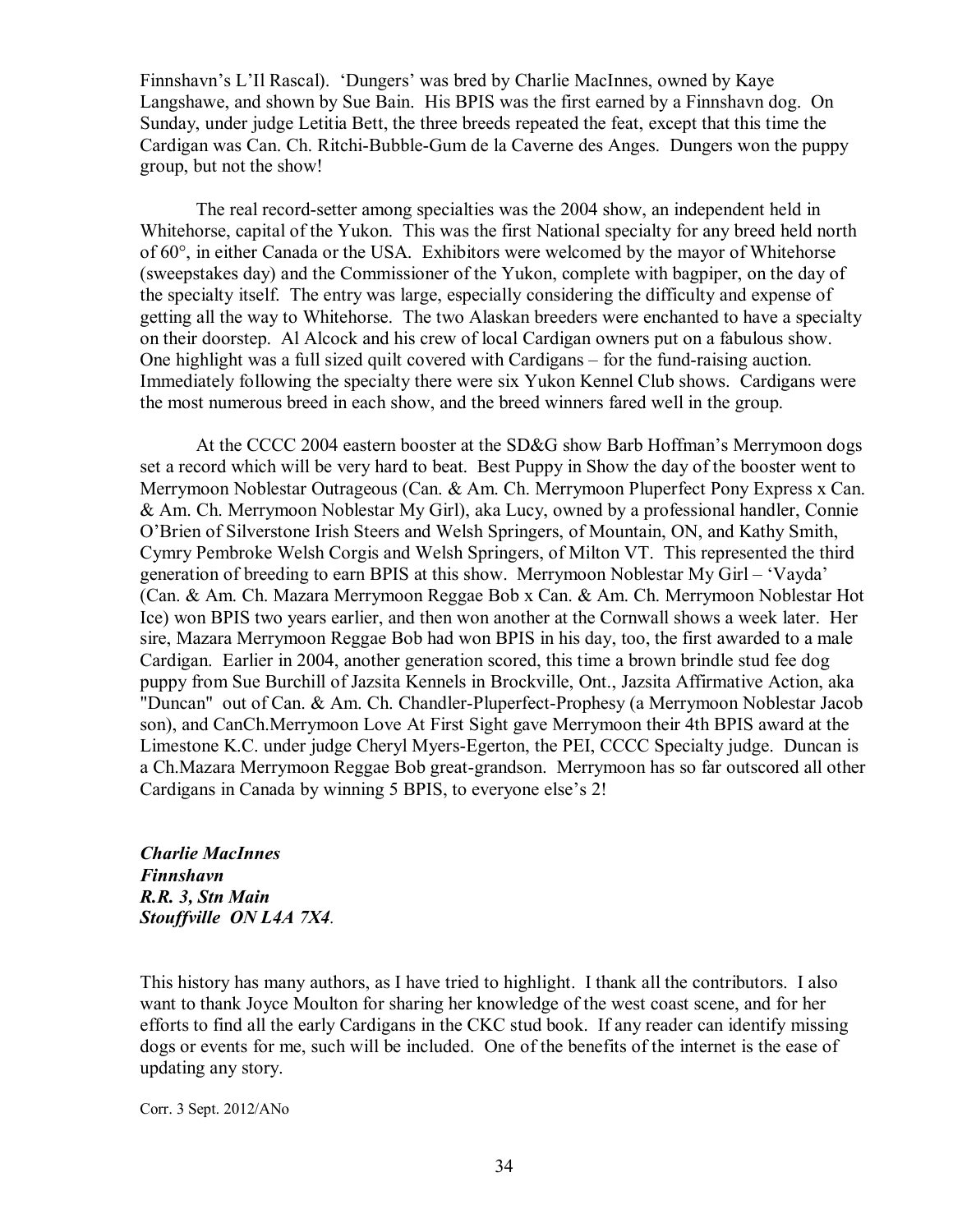Finnshavn's L'Il Rascal). 'Dungers' was bred by Charlie MacInnes, owned by Kaye Langshawe, and shown by Sue Bain. His BPIS was the first earned by a Finnshavn dog. On Sunday, under judge Letitia Bett, the three breeds repeated the feat, except that this time the Cardigan was Can. Ch. Ritchi-Bubble-Gum de la Caverne des Anges. Dungers won the puppy group, but not the show!

The real record-setter among specialties was the 2004 show, an independent held in Whitehorse, capital of the Yukon. This was the first National specialty for any breed held north of 60°, in either Canada or the USA. Exhibitors were welcomed by the mayor of Whitehorse (sweepstakes day) and the Commissioner of the Yukon, complete with bagpiper, on the day of the specialty itself. The entry was large, especially considering the difficulty and expense of getting all the way to Whitehorse. The two Alaskan breeders were enchanted to have a specialty on their doorstep. Al Alcock and his crew of local Cardigan owners put on a fabulous show. One highlight was a full sized quilt covered with Cardigans – for the fund-raising auction. Immediately following the specialty there were six Yukon Kennel Club shows. Cardigans were the most numerous breed in each show, and the breed winners fared well in the group.

At the CCCC 2004 eastern booster at the SD&G show Barb Hoffman's Merrymoon dogs set a record which will be very hard to beat. Best Puppy in Show the day of the booster went to Merrymoon Noblestar Outrageous (Can. & Am. Ch. Merrymoon Pluperfect Pony Express x Can. & Am. Ch. Merrymoon Noblestar My Girl), aka Lucy, owned by a professional handler, Connie O'Brien of Silverstone Irish Steers and Welsh Springers, of Mountain, ON, and Kathy Smith, Cymry Pembroke Welsh Corgis and Welsh Springers, of Milton VT. This represented the third generation of breeding to earn BPIS at this show. Merrymoon Noblestar My Girl – 'Vayda' (Can. & Am. Ch. Mazara Merrymoon Reggae Bob x Can. & Am. Ch. Merrymoon Noblestar Hot Ice) won BPIS two years earlier, and then won another at the Cornwall shows a week later. Her sire, Mazara Merrymoon Reggae Bob had won BPIS in his day, too, the first awarded to a male Cardigan. Earlier in 2004, another generation scored, this time a brown brindle stud fee dog puppy from Sue Burchill of Jazsita Kennels in Brockville, Ont., Jazsita Affirmative Action, aka "Duncan" out of Can. & Am. Ch. Chandler-Pluperfect-Prophesy (a Merrymoon Noblestar Jacob son), and CanCh.Merrymoon Love At First Sight gave Merrymoon their 4th BPIS award at the Limestone K.C. under judge Cheryl Myers-Egerton, the PEI, CCCC Specialty judge. Duncan is a Ch.Mazara Merrymoon Reggae Bob great-grandson. Merrymoon has so far outscored all other Cardigans in Canada by winning 5 BPIS, to everyone else's 2!

***Charlie MacInnes***
***Finnshavn***
***R.R. 3, Stn Main***
***Stouffville ON L4A 7X4***.

This history has many authors, as I have tried to highlight. I thank all the contributors. I also want to thank Joyce Moulton for sharing her knowledge of the west coast scene, and for her efforts to find all the early Cardigans in the CKC stud book. If any reader can identify missing dogs or events for me, such will be included. One of the benefits of the internet is the ease of updating any story.

Corr. 3 Sept. 2012/ANo